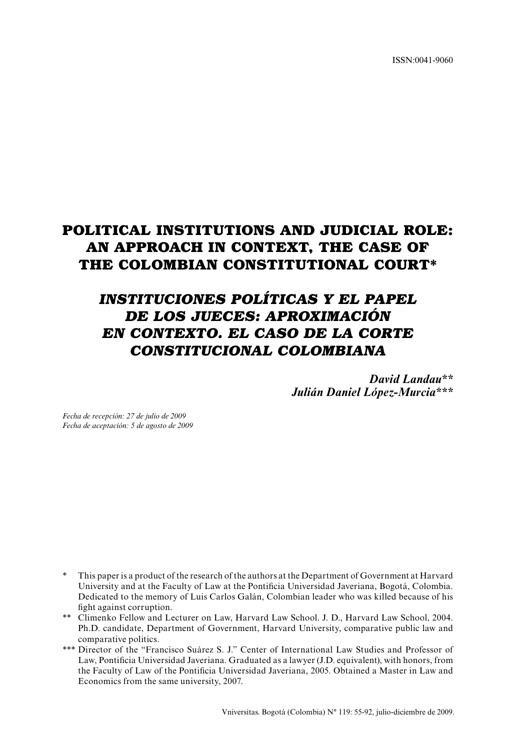ISSN:0041-9060

# POLITICAL INSTITUTIONS AND JUDICIAL ROLE: AN APPROACH IN CONTEXT, THE CASE OF THE COLOMBIAN CONSTITUTIONAL COURT*

# *INSTITUCIONES POLÍTICAS Y EL PAPEL DE LOS JUECES: APROXIMACIÓN EN CONTEXTO. EL CASO DE LA CORTE CONSTITUCIONAL COLOMBIANA*

***David Landau\*\****
***Julián Daniel López-Murcia\*\*\****

*Fecha de recepción: 27 de julio de 2009*
*Fecha de aceptación: 5 de agosto de 2009*

\* This paper is a product of the research of the authors at the Department of Government at Harvard University and at the Faculty of Law at the Pontificia Universidad Javeriana, Bogotá, Colombia. Dedicated to the memory of Luis Carlos Galán, Colombian leader who was killed because of his fight against corruption.

\*\* Climenko Fellow and Lecturer on Law, Harvard Law School. J. D., Harvard Law School, 2004. Ph.D. candidate, Department of Government, Harvard University, comparative public law and comparative politics.

\*\*\* Director of the "Francisco Suárez S. J." Center of International Law Studies and Professor of Law, Pontificia Universidad Javeriana. Graduated as a lawyer (J.D. equivalent), with honors, from the Faculty of Law of the Pontificia Universidad Javeriana, 2005. Obtained a Master in Law and Economics from the same university, 2007.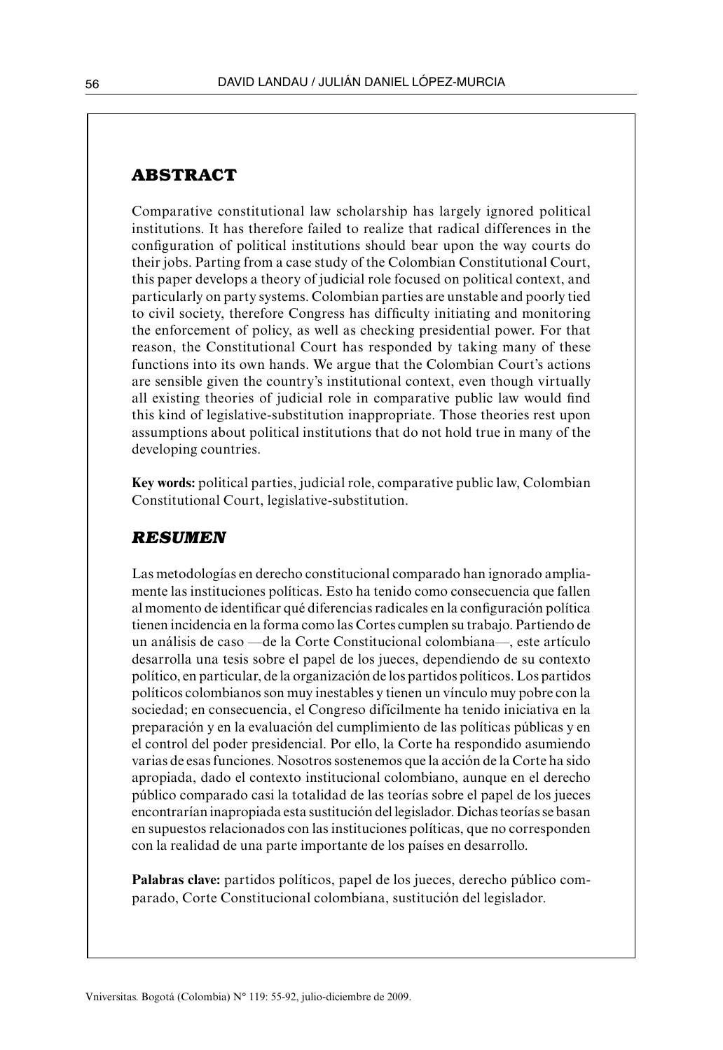## ABSTRACT

Comparative constitutional law scholarship has largely ignored political institutions. It has therefore failed to realize that radical differences in the configuration of political institutions should bear upon the way courts do their jobs. Parting from a case study of the Colombian Constitutional Court, this paper develops a theory of judicial role focused on political context, and particularly on party systems. Colombian parties are unstable and poorly tied to civil society, therefore Congress has difficulty initiating and monitoring the enforcement of policy, as well as checking presidential power. For that reason, the Constitutional Court has responded by taking many of these functions into its own hands. We argue that the Colombian Court's actions are sensible given the country's institutional context, even though virtually all existing theories of judicial role in comparative public law would find this kind of legislative-substitution inappropriate. Those theories rest upon assumptions about political institutions that do not hold true in many of the developing countries.

**Key words:** political parties, judicial role, comparative public law, Colombian Constitutional Court, legislative-substitution.

## *RESUMEN*

Las metodologías en derecho constitucional comparado han ignorado ampliamente las instituciones políticas. Esto ha tenido como consecuencia que fallen al momento de identificar qué diferencias radicales en la configuración política tienen incidencia en la forma como las Cortes cumplen su trabajo. Partiendo de un análisis de caso —de la Corte Constitucional colombiana—, este artículo desarrolla una tesis sobre el papel de los jueces, dependiendo de su contexto político, en particular, de la organización de los partidos políticos. Los partidos políticos colombianos son muy inestables y tienen un vínculo muy pobre con la sociedad; en consecuencia, el Congreso difícilmente ha tenido iniciativa en la preparación y en la evaluación del cumplimiento de las políticas públicas y en el control del poder presidencial. Por ello, la Corte ha respondido asumiendo varias de esas funciones. Nosotros sostenemos que la acción de la Corte ha sido apropiada, dado el contexto institucional colombiano, aunque en el derecho público comparado casi la totalidad de las teorías sobre el papel de los jueces encontrarían inapropiada esta sustitución del legislador. Dichas teorías se basan en supuestos relacionados con las instituciones políticas, que no corresponden con la realidad de una parte importante de los países en desarrollo.

**Palabras clave:** partidos políticos, papel de los jueces, derecho público comparado, Corte Constitucional colombiana, sustitución del legislador.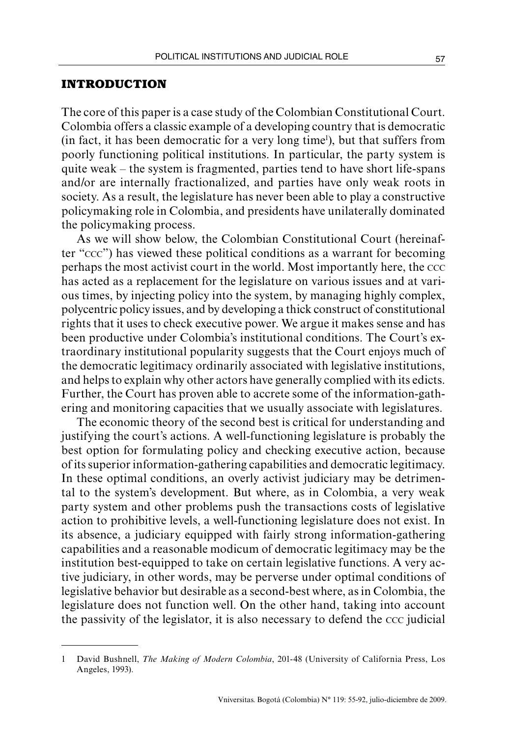## INTRODUCTION

The core of this paper is a case study of the Colombian Constitutional Court. Colombia offers a classic example of a developing country that is democratic (in fact, it has been democratic for a very long time[1]), but that suffers from poorly functioning political institutions. In particular, the party system is quite weak – the system is fragmented, parties tend to have short life-spans and/or are internally fractionalized, and parties have only weak roots in society. As a result, the legislature has never been able to play a constructive policymaking role in Colombia, and presidents have unilaterally dominated the policymaking process.

As we will show below, the Colombian Constitutional Court (hereinafter "CCC") has viewed these political conditions as a warrant for becoming perhaps the most activist court in the world. Most importantly here, the CCC has acted as a replacement for the legislature on various issues and at various times, by injecting policy into the system, by managing highly complex, polycentric policy issues, and by developing a thick construct of constitutional rights that it uses to check executive power. We argue it makes sense and has been productive under Colombia's institutional conditions. The Court's extraordinary institutional popularity suggests that the Court enjoys much of the democratic legitimacy ordinarily associated with legislative institutions, and helps to explain why other actors have generally complied with its edicts. Further, the Court has proven able to accrete some of the information-gathering and monitoring capacities that we usually associate with legislatures.

The economic theory of the second best is critical for understanding and justifying the court's actions. A well-functioning legislature is probably the best option for formulating policy and checking executive action, because of its superior information-gathering capabilities and democratic legitimacy. In these optimal conditions, an overly activist judiciary may be detrimental to the system's development. But where, as in Colombia, a very weak party system and other problems push the transactions costs of legislative action to prohibitive levels, a well-functioning legislature does not exist. In its absence, a judiciary equipped with fairly strong information-gathering capabilities and a reasonable modicum of democratic legitimacy may be the institution best-equipped to take on certain legislative functions. A very active judiciary, in other words, may be perverse under optimal conditions of legislative behavior but desirable as a second-best where, as in Colombia, the legislature does not function well. On the other hand, taking into account the passivity of the legislator, it is also necessary to defend the CCC judicial

---

[1] David Bushnell, *The Making of Modern Colombia*, 201-48 (University of California Press, Los Angeles, 1993).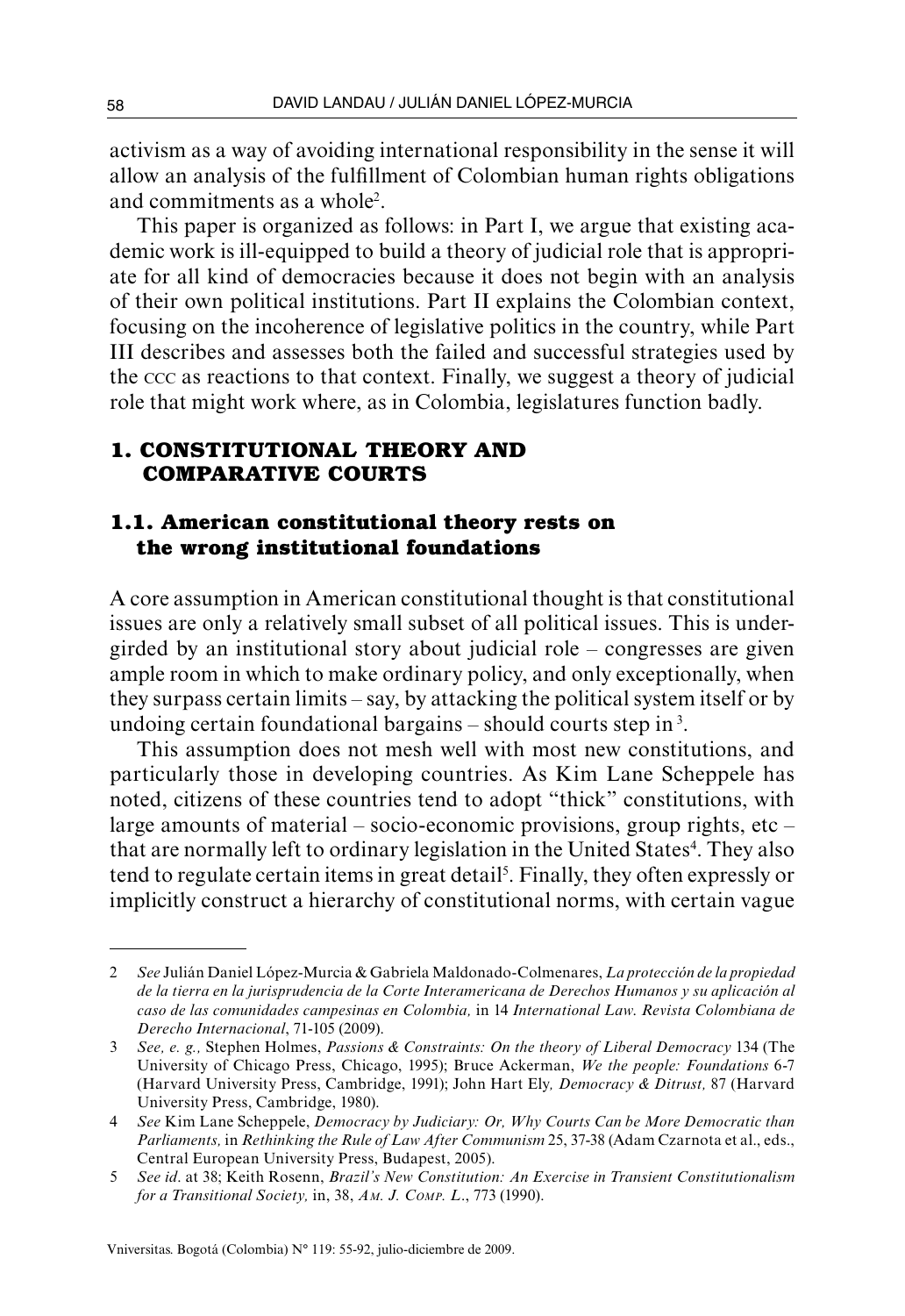activism as a way of avoiding international responsibility in the sense it will allow an analysis of the fulfillment of Colombian human rights obligations and commitments as a whole[2].

This paper is organized as follows: in Part I, we argue that existing academic work is ill-equipped to build a theory of judicial role that is appropriate for all kind of democracies because it does not begin with an analysis of their own political institutions. Part II explains the Colombian context, focusing on the incoherence of legislative politics in the country, while Part III describes and assesses both the failed and successful strategies used by the CCC as reactions to that context. Finally, we suggest a theory of judicial role that might work where, as in Colombia, legislatures function badly.

## 1. CONSTITUTIONAL THEORY AND COMPARATIVE COURTS

### 1.1. American constitutional theory rests on the wrong institutional foundations

A core assumption in American constitutional thought is that constitutional issues are only a relatively small subset of all political issues. This is undergirded by an institutional story about judicial role – congresses are given ample room in which to make ordinary policy, and only exceptionally, when they surpass certain limits – say, by attacking the political system itself or by undoing certain foundational bargains – should courts step in[3].

This assumption does not mesh well with most new constitutions, and particularly those in developing countries. As Kim Lane Scheppele has noted, citizens of these countries tend to adopt "thick" constitutions, with large amounts of material – socio-economic provisions, group rights, etc – that are normally left to ordinary legislation in the United States[4]. They also tend to regulate certain items in great detail[5]. Finally, they often expressly or implicitly construct a hierarchy of constitutional norms, with certain vague

---

2 *See* Julián Daniel López-Murcia & Gabriela Maldonado-Colmenares, *La protección de la propiedad de la tierra en la jurisprudencia de la Corte Interamericana de Derechos Humanos y su aplicación al caso de las comunidades campesinas en Colombia,* in 14 *International Law. Revista Colombiana de Derecho Internacional*, 71-105 (2009).

3 *See, e. g.,* Stephen Holmes, *Passions & Constraints: On the theory of Liberal Democracy* 134 (The University of Chicago Press, Chicago, 1995); Bruce Ackerman, *We the people: Foundations* 6-7 (Harvard University Press, Cambridge, 1991); John Hart Ely*, Democracy & Ditrust,* 87 (Harvard University Press, Cambridge, 1980).

4 *See* Kim Lane Scheppele, *Democracy by Judiciary: Or, Why Courts Can be More Democratic than Parliaments,* in *Rethinking the Rule of Law After Communism* 25, 37-38 (Adam Czarnota et al., eds., Central European University Press, Budapest, 2005).

5 *See id*. at 38; Keith Rosenn, *Brazil's New Constitution: An Exercise in Transient Constitutionalism for a Transitional Society,* in, 38, *Am. J. Comp. L*., 773 (1990).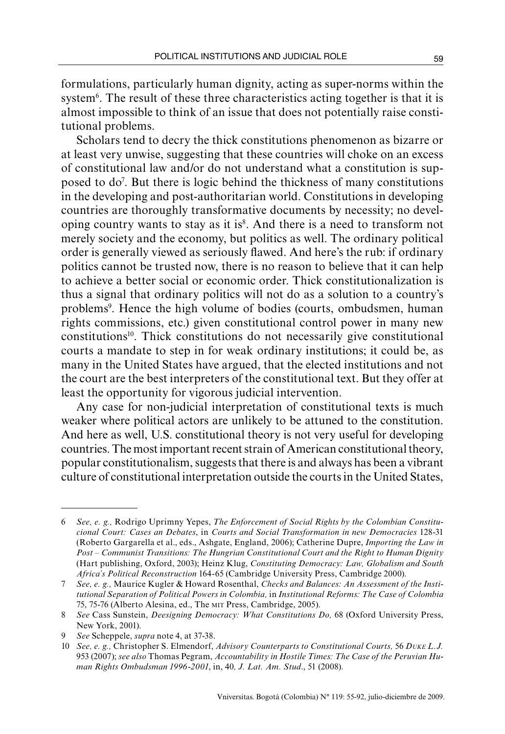formulations, particularly human dignity, acting as super-norms within the system[6]. The result of these three characteristics acting together is that it is almost impossible to think of an issue that does not potentially raise constitutional problems.

Scholars tend to decry the thick constitutions phenomenon as bizarre or at least very unwise, suggesting that these countries will choke on an excess of constitutional law and/or do not understand what a constitution is supposed to do[7]. But there is logic behind the thickness of many constitutions in the developing and post-authoritarian world. Constitutions in developing countries are thoroughly transformative documents by necessity; no developing country wants to stay as it is[8]. And there is a need to transform not merely society and the economy, but politics as well. The ordinary political order is generally viewed as seriously flawed. And here's the rub: if ordinary politics cannot be trusted now, there is no reason to believe that it can help to achieve a better social or economic order. Thick constitutionalization is thus a signal that ordinary politics will not do as a solution to a country's problems[9]. Hence the high volume of bodies (courts, ombudsmen, human rights commissions, etc.) given constitutional control power in many new constitutions[10]. Thick constitutions do not necessarily give constitutional courts a mandate to step in for weak ordinary institutions; it could be, as many in the United States have argued, that the elected institutions and not the court are the best interpreters of the constitutional text. But they offer at least the opportunity for vigorous judicial intervention.

Any case for non-judicial interpretation of constitutional texts is much weaker where political actors are unlikely to be attuned to the constitution. And here as well, U.S. constitutional theory is not very useful for developing countries. The most important recent strain of American constitutional theory, popular constitutionalism, suggests that there is and always has been a vibrant culture of constitutional interpretation outside the courts in the United States,

---

6 *See, e. g.,* Rodrigo Uprimny Yepes, *The Enforcement of Social Rights by the Colombian Constitucional Court: Cases an Debates*, in *Courts and Social Transformation in new Democracies* 128-31 (Roberto Gargarella et al., eds., Ashgate, England, 2006); Catherine Dupre, *Importing the Law in Post – Communist Transitions: The Hungrian Constitutional Court and the Right to Human Dignity* (Hart publishing, Oxford, 2003); Heinz Klug, *Constituting Democracy: Law, Globalism and South Africa's Political Reconstruction* 164-65 (Cambridge University Press, Cambridge 2000).

7 *See, e. g.,* Maurice Kugler & Howard Rosenthal, *Checks and Balances: An Assessment of the Institutional Separation of Political Powers in Colombia,* in *Institutional Reforms: The Case of Colombia* 75, 75-76 (Alberto Alesina, ed., The MIT Press, Cambridge, 2005).

8 *See* Cass Sunstein, *Deesigning Democracy: What Constitutions Do,* 68 (Oxford University Press, New York, 2001).

9 *See* Scheppele, *supra* note 4, at 37-38.

10 *See, e. g.,* Christopher S. Elmendorf, *Advisory Counterparts to Constitutional Courts,* 56 *Duke L.J.* 953 (2007); *see also* Thomas Pegram, *Accountability in Hostile Times: The Case of the Peruvian Human Rights Ombudsman 1996-2001*, in, 40*, J. Lat. Am. Stud*., 51 (2008).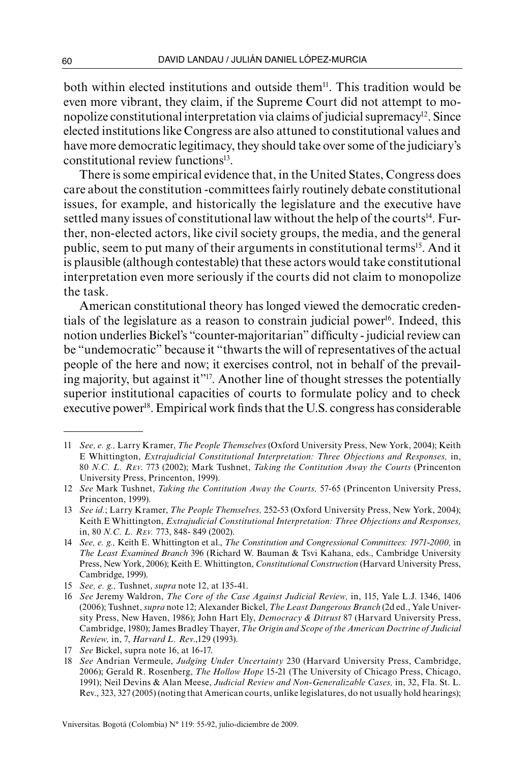both within elected institutions and outside them[11]. This tradition would be even more vibrant, they claim, if the Supreme Court did not attempt to monopolize constitutional interpretation via claims of judicial supremacy[12]. Since elected institutions like Congress are also attuned to constitutional values and have more democratic legitimacy, they should take over some of the judiciary's constitutional review functions[13].

There is some empirical evidence that, in the United States, Congress does care about the constitution -committees fairly routinely debate constitutional issues, for example, and historically the legislature and the executive have settled many issues of constitutional law without the help of the courts[14]. Further, non-elected actors, like civil society groups, the media, and the general public, seem to put many of their arguments in constitutional terms[15]. And it is plausible (although contestable) that these actors would take constitutional interpretation even more seriously if the courts did not claim to monopolize the task.

American constitutional theory has longed viewed the democratic credentials of the legislature as a reason to constrain judicial power[16]. Indeed, this notion underlies Bickel's "counter-majoritarian" difficulty - judicial review can be "undemocratic" because it "thwarts the will of representatives of the actual people of the here and now; it exercises control, not in behalf of the prevailing majority, but against it"[17]. Another line of thought stresses the potentially superior institutional capacities of courts to formulate policy and to check executive power[18]. Empirical work finds that the U.S. congress has considerable

---

11 *See, e. g.,* Larry Kramer, *The People Themselves* (Oxford University Press, New York, 2004); Keith E Whittington, *Extrajudicial Constitutional Interpretation: Three Objections and Responses,* in, 80 *N.C. L. Rev.* 773 (2002); Mark Tushnet, *Taking the Contitution Away the Courts* (Princenton University Press, Princenton, 1999).

12 *See* Mark Tushnet, *Taking the Contitution Away the Courts,* 57-65 (Princenton University Press, Princenton, 1999).

13 *See id.*; Larry Kramer, *The People Themselves,* 252-53 (Oxford University Press, New York, 2004); Keith E Whittington, *Extrajudicial Constitutional Interpretation: Three Objections and Responses,* in, 80 *N.C. L. Rev.* 773, 848- 849 (2002).

14 *See, e. g.,* Keith E. Whittington et al., *The Constitution and Congressional Committees: 1971-2000,* in *The Least Examined Branch* 396 (Richard W. Bauman & Tsvi Kahana, eds., Cambridge University Press, New York, 2006); Keith E. Whittington, *Constitutional Construction* (Harvard University Press, Cambridge, 1999).

15 *See, e. g.,* Tushnet, *supra* note 12, at 135-41.

16 *See* Jeremy Waldron, *The Core of the Case Against Judicial Review,* in, 115, Yale L.J. 1346, 1406 (2006); Tushnet, *supra* note 12; Alexander Bickel, *The Least Dangerous Branch* (2d ed., Yale University Press, New Haven, 1986); John Hart Ely, *Democracy & Ditrust* 87 (Harvard University Press, Cambridge, 1980); James Bradley Thayer, *The Origin and Scope of the American Doctrine of Judicial Review,* in, 7, *Harvard L. Rev.*,129 (1993).

17 *See* Bickel, supra note 16, at 16-17.

18 *See* Andrian Vermeule, *Judging Under Uncertainty* 230 (Harvard University Press, Cambridge, 2006); Gerald R. Rosenberg, *The Hollow Hope* 15-21 (The University of Chicago Press, Chicago, 1991); Neil Devins & Alan Meese, *Judicial Review and Non-Generalizable Cases,* in, 32, Fla. St. L. Rev., 323, 327 (2005) (noting that American courts, unlike legislatures, do not usually hold hearings);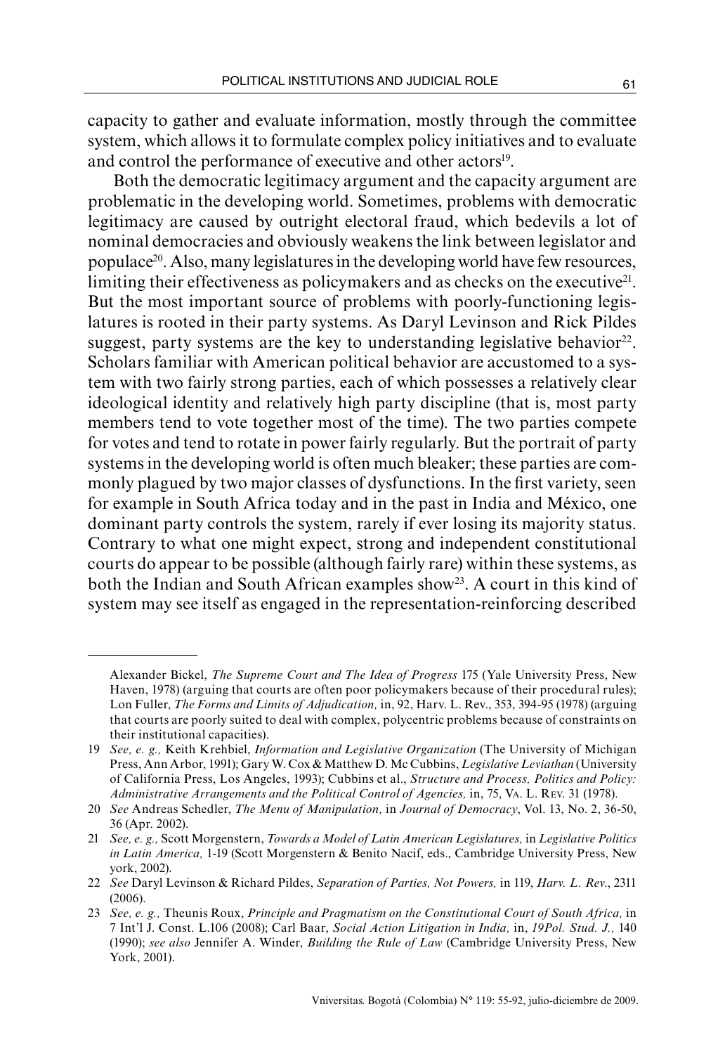capacity to gather and evaluate information, mostly through the committee system, which allows it to formulate complex policy initiatives and to evaluate and control the performance of executive and other actors[19].

Both the democratic legitimacy argument and the capacity argument are problematic in the developing world. Sometimes, problems with democratic legitimacy are caused by outright electoral fraud, which bedevils a lot of nominal democracies and obviously weakens the link between legislator and populace[20]. Also, many legislatures in the developing world have few resources, limiting their effectiveness as policymakers and as checks on the executive[21]. But the most important source of problems with poorly-functioning legislatures is rooted in their party systems. As Daryl Levinson and Rick Pildes suggest, party systems are the key to understanding legislative behavior[22]. Scholars familiar with American political behavior are accustomed to a system with two fairly strong parties, each of which possesses a relatively clear ideological identity and relatively high party discipline (that is, most party members tend to vote together most of the time). The two parties compete for votes and tend to rotate in power fairly regularly. But the portrait of party systems in the developing world is often much bleaker; these parties are commonly plagued by two major classes of dysfunctions. In the first variety, seen for example in South Africa today and in the past in India and México, one dominant party controls the system, rarely if ever losing its majority status. Contrary to what one might expect, strong and independent constitutional courts do appear to be possible (although fairly rare) within these systems, as both the Indian and South African examples show[23]. A court in this kind of system may see itself as engaged in the representation-reinforcing described

---

Alexander Bickel, *The Supreme Court and The Idea of Progress* 175 (Yale University Press, New Haven, 1978) (arguing that courts are often poor policymakers because of their procedural rules); Lon Fuller, *The Forms and Limits of Adjudication,* in, 92, Harv. L. Rev., 353, 394-95 (1978) (arguing that courts are poorly suited to deal with complex, polycentric problems because of constraints on their institutional capacities).

19 *See, e. g.,* Keith Krehbiel, *Information and Legislative Organization* (The University of Michigan Press, Ann Arbor, 1991); Gary W. Cox & Matthew D. Mc Cubbins, *Legislative Leviathan* (University of California Press, Los Angeles, 1993); Cubbins et al., *Structure and Process, Politics and Policy: Administrative Arrangements and the Political Control of Agencies,* in, 75, Va. L. Rev. 31 (1978).

20 *See* Andreas Schedler, *The Menu of Manipulation,* in *Journal of Democracy*, Vol. 13, No. 2, 36-50, 36 (Apr. 2002).

21 *See, e. g.,* Scott Morgenstern, *Towards a Model of Latin American Legislatures,* in *Legislative Politics in Latin America,* 1-19 (Scott Morgenstern & Benito Nacif, eds., Cambridge University Press, New york, 2002).

22 *See* Daryl Levinson & Richard Pildes, *Separation of Parties, Not Powers,* in 119, *Harv. L. Rev.*, 2311 (2006).

23 *See, e. g.,* Theunis Roux, *Principle and Pragmatism on the Constitutional Court of South Africa,* in 7 Int'l J. Const. L.106 (2008); Carl Baar, *Social Action Litigation in India,* in, *19Pol. Stud. J.,* 140 (1990); *see also* Jennifer A. Winder, *Building the Rule of Law* (Cambridge University Press, New York, 2001).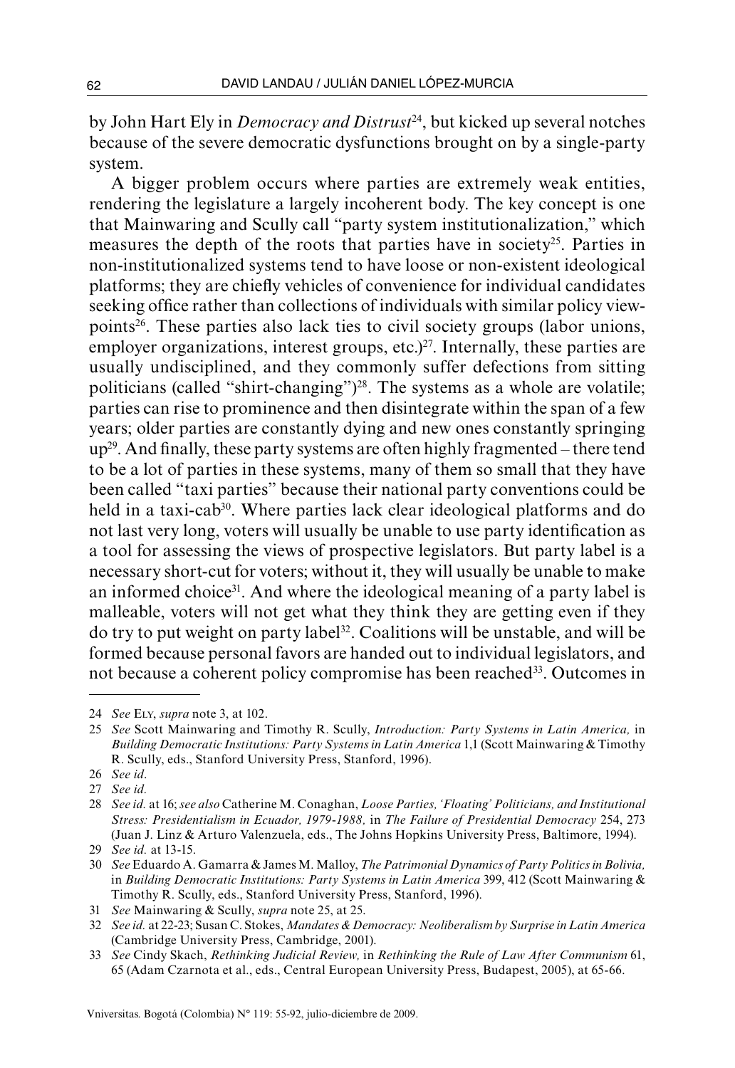by John Hart Ely in *Democracy and Distrust*[24], but kicked up several notches because of the severe democratic dysfunctions brought on by a single-party system.

A bigger problem occurs where parties are extremely weak entities, rendering the legislature a largely incoherent body. The key concept is one that Mainwaring and Scully call "party system institutionalization," which measures the depth of the roots that parties have in society[25]. Parties in non-institutionalized systems tend to have loose or non-existent ideological platforms; they are chiefly vehicles of convenience for individual candidates seeking office rather than collections of individuals with similar policy viewpoints[26]. These parties also lack ties to civil society groups (labor unions, employer organizations, interest groups, etc.)[27]. Internally, these parties are usually undisciplined, and they commonly suffer defections from sitting politicians (called "shirt-changing")[28]. The systems as a whole are volatile; parties can rise to prominence and then disintegrate within the span of a few years; older parties are constantly dying and new ones constantly springing up[29]. And finally, these party systems are often highly fragmented – there tend to be a lot of parties in these systems, many of them so small that they have been called "taxi parties" because their national party conventions could be held in a taxi-cab[30]. Where parties lack clear ideological platforms and do not last very long, voters will usually be unable to use party identification as a tool for assessing the views of prospective legislators. But party label is a necessary short-cut for voters; without it, they will usually be unable to make an informed choice[31]. And where the ideological meaning of a party label is malleable, voters will not get what they think they are getting even if they do try to put weight on party label[32]. Coalitions will be unstable, and will be formed because personal favors are handed out to individual legislators, and not because a coherent policy compromise has been reached[33]. Outcomes in

---

24 *See* Ely, *supra* note 3, at 102.

25 *See* Scott Mainwaring and Timothy R. Scully, *Introduction: Party Systems in Latin America,* in *Building Democratic Institutions: Party Systems in Latin America* 1,1 (Scott Mainwaring & Timothy R. Scully, eds., Stanford University Press, Stanford, 1996).

26 *See id*.

27 *See id.*

28 *See id.* at 16; *see also* Catherine M. Conaghan, *Loose Parties, 'Floating' Politicians, and Institutional Stress: Presidentialism in Ecuador, 1979-1988,* in *The Failure of Presidential Democracy* 254, 273 (Juan J. Linz & Arturo Valenzuela, eds., The Johns Hopkins University Press, Baltimore, 1994).

29 *See id.* at 13-15.

30 *See* Eduardo A. Gamarra & James M. Malloy, *The Patrimonial Dynamics of Party Politics in Bolivia,* in *Building Democratic Institutions: Party Systems in Latin America* 399, 412 (Scott Mainwaring & Timothy R. Scully, eds., Stanford University Press, Stanford, 1996).

31 *See* Mainwaring & Scully, *supra* note 25, at 25.

32 *See id.* at 22-23; Susan C. Stokes, *Mandates & Democracy: Neoliberalism by Surprise in Latin America* (Cambridge University Press, Cambridge, 2001).

33 *See* Cindy Skach, *Rethinking Judicial Review,* in *Rethinking the Rule of Law After Communism* 61, 65 (Adam Czarnota et al., eds., Central European University Press, Budapest, 2005), at 65-66.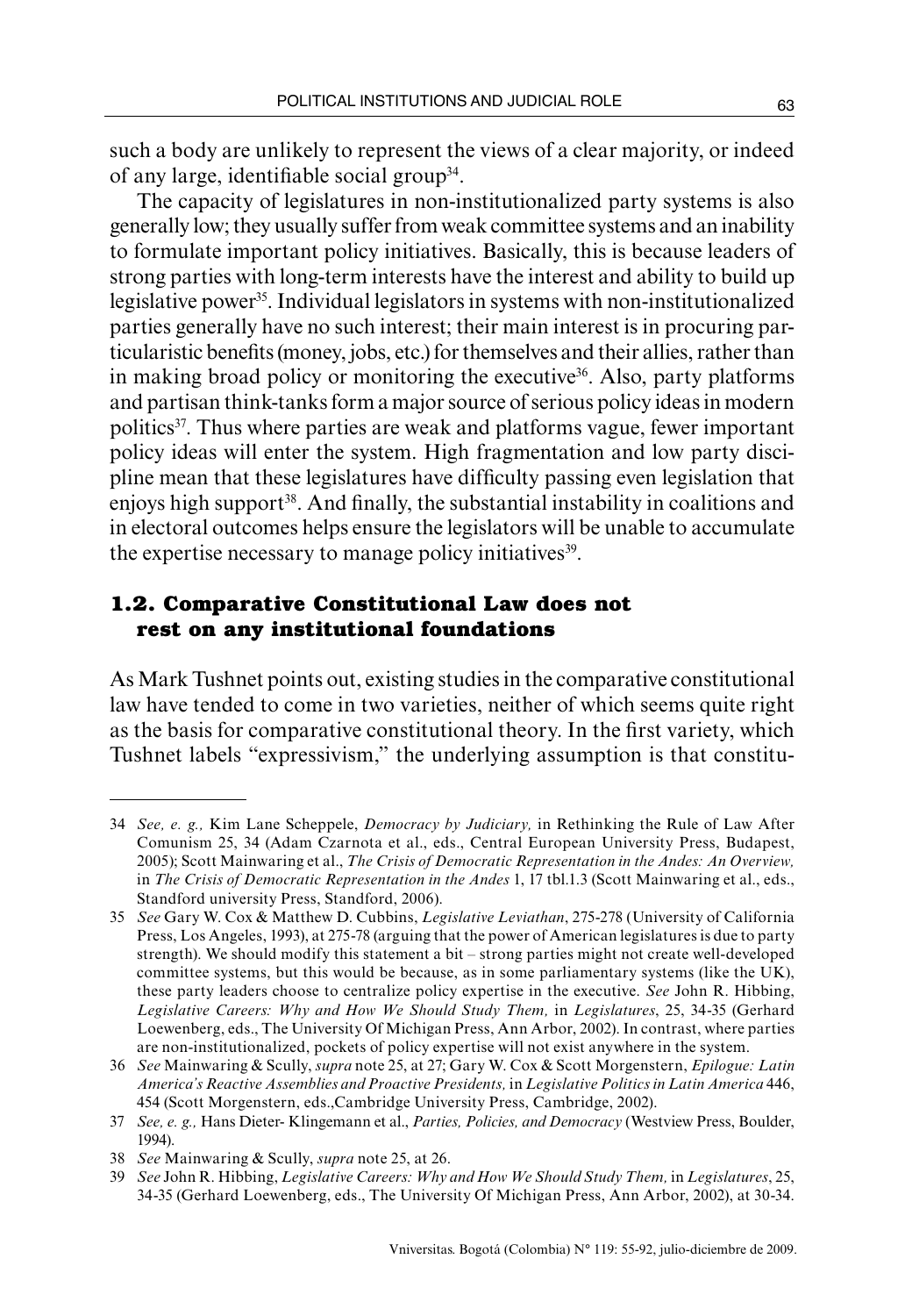such a body are unlikely to represent the views of a clear majority, or indeed of any large, identifiable social group[34].

The capacity of legislatures in non-institutionalized party systems is also generally low; they usually suffer from weak committee systems and an inability to formulate important policy initiatives. Basically, this is because leaders of strong parties with long-term interests have the interest and ability to build up legislative power[35]. Individual legislators in systems with non-institutionalized parties generally have no such interest; their main interest is in procuring particularistic benefits (money, jobs, etc.) for themselves and their allies, rather than in making broad policy or monitoring the executive[36]. Also, party platforms and partisan think-tanks form a major source of serious policy ideas in modern politics[37]. Thus where parties are weak and platforms vague, fewer important policy ideas will enter the system. High fragmentation and low party discipline mean that these legislatures have difficulty passing even legislation that enjoys high support[38]. And finally, the substantial instability in coalitions and in electoral outcomes helps ensure the legislators will be unable to accumulate the expertise necessary to manage policy initiatives[39].

## 1.2. Comparative Constitutional Law does not rest on any institutional foundations

As Mark Tushnet points out, existing studies in the comparative constitutional law have tended to come in two varieties, neither of which seems quite right as the basis for comparative constitutional theory. In the first variety, which Tushnet labels "expressivism," the underlying assumption is that constitu-

---

34 *See, e. g.,* Kim Lane Scheppele, *Democracy by Judiciary,* in Rethinking the Rule of Law After Comunism 25, 34 (Adam Czarnota et al., eds., Central European University Press, Budapest, 2005); Scott Mainwaring et al., *The Crisis of Democratic Representation in the Andes: An Overview,* in *The Crisis of Democratic Representation in the Andes* 1, 17 tbl.1.3 (Scott Mainwaring et al., eds., Standford university Press, Standford, 2006).

35 *See* Gary W. Cox & Matthew D. Cubbins, *Legislative Leviathan*, 275-278 (University of California Press, Los Angeles, 1993), at 275-78 (arguing that the power of American legislatures is due to party strength). We should modify this statement a bit – strong parties might not create well-developed committee systems, but this would be because, as in some parliamentary systems (like the UK), these party leaders choose to centralize policy expertise in the executive. *See* John R. Hibbing, *Legislative Careers: Why and How We Should Study Them,* in *Legislatures*, 25, 34-35 (Gerhard Loewenberg, eds., The University Of Michigan Press, Ann Arbor, 2002). In contrast, where parties are non-institutionalized, pockets of policy expertise will not exist anywhere in the system.

36 *See* Mainwaring & Scully, *supra* note 25, at 27; Gary W. Cox & Scott Morgenstern, *Epilogue: Latin America's Reactive Assemblies and Proactive Presidents,* in *Legislative Politics in Latin America* 446, 454 (Scott Morgenstern, eds.,Cambridge University Press, Cambridge, 2002).

37 *See, e. g.,* Hans Dieter- Klingemann et al., *Parties, Policies, and Democracy* (Westview Press, Boulder, 1994).

38 *See* Mainwaring & Scully, *supra* note 25, at 26.

39 *See* John R. Hibbing, *Legislative Careers: Why and How We Should Study Them,* in *Legislatures*, 25, 34-35 (Gerhard Loewenberg, eds., The University Of Michigan Press, Ann Arbor, 2002), at 30-34.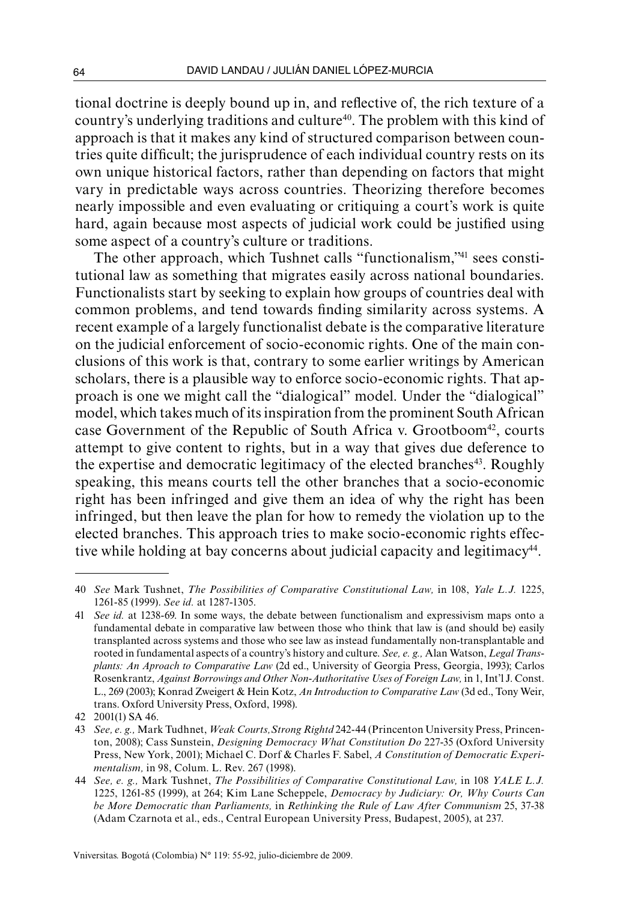tional doctrine is deeply bound up in, and reflective of, the rich texture of a country's underlying traditions and culture[40]. The problem with this kind of approach is that it makes any kind of structured comparison between countries quite difficult; the jurisprudence of each individual country rests on its own unique historical factors, rather than depending on factors that might vary in predictable ways across countries. Theorizing therefore becomes nearly impossible and even evaluating or critiquing a court's work is quite hard, again because most aspects of judicial work could be justified using some aspect of a country's culture or traditions.

The other approach, which Tushnet calls "functionalism,"[41] sees constitutional law as something that migrates easily across national boundaries. Functionalists start by seeking to explain how groups of countries deal with common problems, and tend towards finding similarity across systems. A recent example of a largely functionalist debate is the comparative literature on the judicial enforcement of socio-economic rights. One of the main conclusions of this work is that, contrary to some earlier writings by American scholars, there is a plausible way to enforce socio-economic rights. That approach is one we might call the "dialogical" model. Under the "dialogical" model, which takes much of its inspiration from the prominent South African case Government of the Republic of South Africa v. Grootboom[42], courts attempt to give content to rights, but in a way that gives due deference to the expertise and democratic legitimacy of the elected branches[43]. Roughly speaking, this means courts tell the other branches that a socio-economic right has been infringed and give them an idea of why the right has been infringed, but then leave the plan for how to remedy the violation up to the elected branches. This approach tries to make socio-economic rights effective while holding at bay concerns about judicial capacity and legitimacy[44].

---

40 *See* Mark Tushnet, *The Possibilities of Comparative Constitutional Law,* in 108, *Yale L.J.* 1225, 1261-85 (1999). *See id.* at 1287-1305.

41 *See id.* at 1238-69. In some ways, the debate between functionalism and expressivism maps onto a fundamental debate in comparative law between those who think that law is (and should be) easily transplanted across systems and those who see law as instead fundamentally non-transplantable and rooted in fundamental aspects of a country's history and culture. *See, e. g.,* Alan Watson, *Legal Transplants: An Aproach to Comparative Law* (2d ed., University of Georgia Press, Georgia, 1993); Carlos Rosenkrantz, *Against Borrowings and Other Non-Authoritative Uses of Foreign Law,* in 1, Int'l J. Const. L., 269 (2003); Konrad Zweigert & Hein Kotz, *An Introduction to Comparative Law* (3d ed., Tony Weir, trans. Oxford University Press, Oxford, 1998).

42 2001(1) SA 46.

43 *See, e. g.,* Mark Tudhnet, *Weak Courts, Strong Rightd* 242-44 (Princenton University Press, Princenton, 2008); Cass Sunstein, *Designing Democracy What Constitution Do* 227-35 (Oxford University Press, New York, 2001); Michael C. Dorf & Charles F. Sabel, *A Constitution of Democratic Experimentalism,* in 98, Colum. L. Rev. 267 (1998).

44 *See, e. g.,* Mark Tushnet, *The Possibilities of Comparative Constitutional Law,* in 108 *YALE L.J.* 1225, 1261-85 (1999), at 264; Kim Lane Scheppele, *Democracy by Judiciary: Or, Why Courts Can be More Democratic than Parliaments,* in *Rethinking the Rule of Law After Communism* 25, 37-38 (Adam Czarnota et al., eds., Central European University Press, Budapest, 2005), at 237.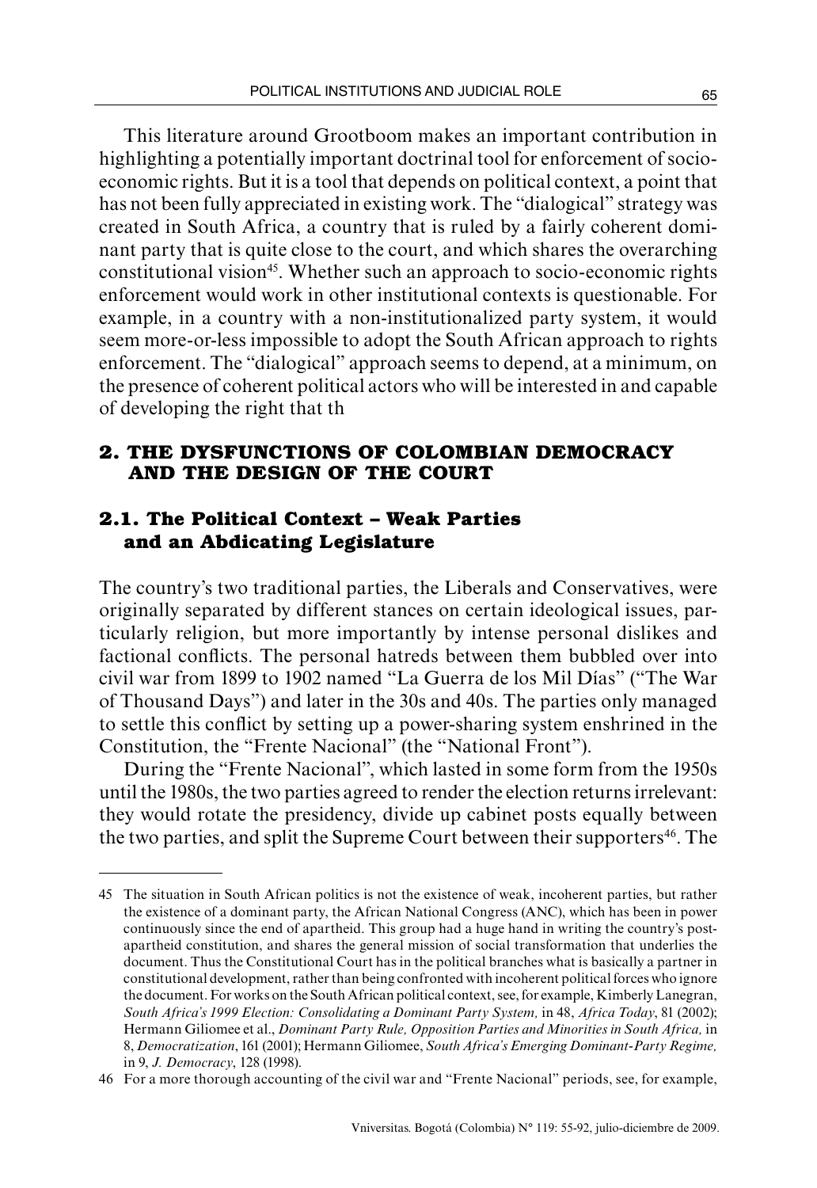This literature around Grootboom makes an important contribution in highlighting a potentially important doctrinal tool for enforcement of socio-economic rights. But it is a tool that depends on political context, a point that has not been fully appreciated in existing work. The "dialogical" strategy was created in South Africa, a country that is ruled by a fairly coherent dominant party that is quite close to the court, and which shares the overarching constitutional vision[45]. Whether such an approach to socio-economic rights enforcement would work in other institutional contexts is questionable. For example, in a country with a non-institutionalized party system, it would seem more-or-less impossible to adopt the South African approach to rights enforcement. The "dialogical" approach seems to depend, at a minimum, on the presence of coherent political actors who will be interested in and capable of developing the right that th

## 2. THE DYSFUNCTIONS OF COLOMBIAN DEMOCRACY AND THE DESIGN OF THE COURT

### 2.1. The Political Context – Weak Parties and an Abdicating Legislature

The country's two traditional parties, the Liberals and Conservatives, were originally separated by different stances on certain ideological issues, particularly religion, but more importantly by intense personal dislikes and factional conflicts. The personal hatreds between them bubbled over into civil war from 1899 to 1902 named "La Guerra de los Mil Días" ("The War of Thousand Days") and later in the 30s and 40s. The parties only managed to settle this conflict by setting up a power-sharing system enshrined in the Constitution, the "Frente Nacional" (the "National Front").

During the "Frente Nacional", which lasted in some form from the 1950s until the 1980s, the two parties agreed to render the election returns irrelevant: they would rotate the presidency, divide up cabinet posts equally between the two parties, and split the Supreme Court between their supporters[46]. The

---

45 The situation in South African politics is not the existence of weak, incoherent parties, but rather the existence of a dominant party, the African National Congress (ANC), which has been in power continuously since the end of apartheid. This group had a huge hand in writing the country's post-apartheid constitution, and shares the general mission of social transformation that underlies the document. Thus the Constitutional Court has in the political branches what is basically a partner in constitutional development, rather than being confronted with incoherent political forces who ignore the document. For works on the South African political context, see, for example, Kimberly Lanegran, *South Africa's 1999 Election: Consolidating a Dominant Party System,* in 48, *Africa Today*, 81 (2002); Hermann Giliomee et al., *Dominant Party Rule, Opposition Parties and Minorities in South Africa,* in 8, *Democratization*, 161 (2001); Hermann Giliomee, *South Africa's Emerging Dominant-Party Regime,* in 9, *J. Democracy*, 128 (1998).

46 For a more thorough accounting of the civil war and "Frente Nacional" periods, see, for example,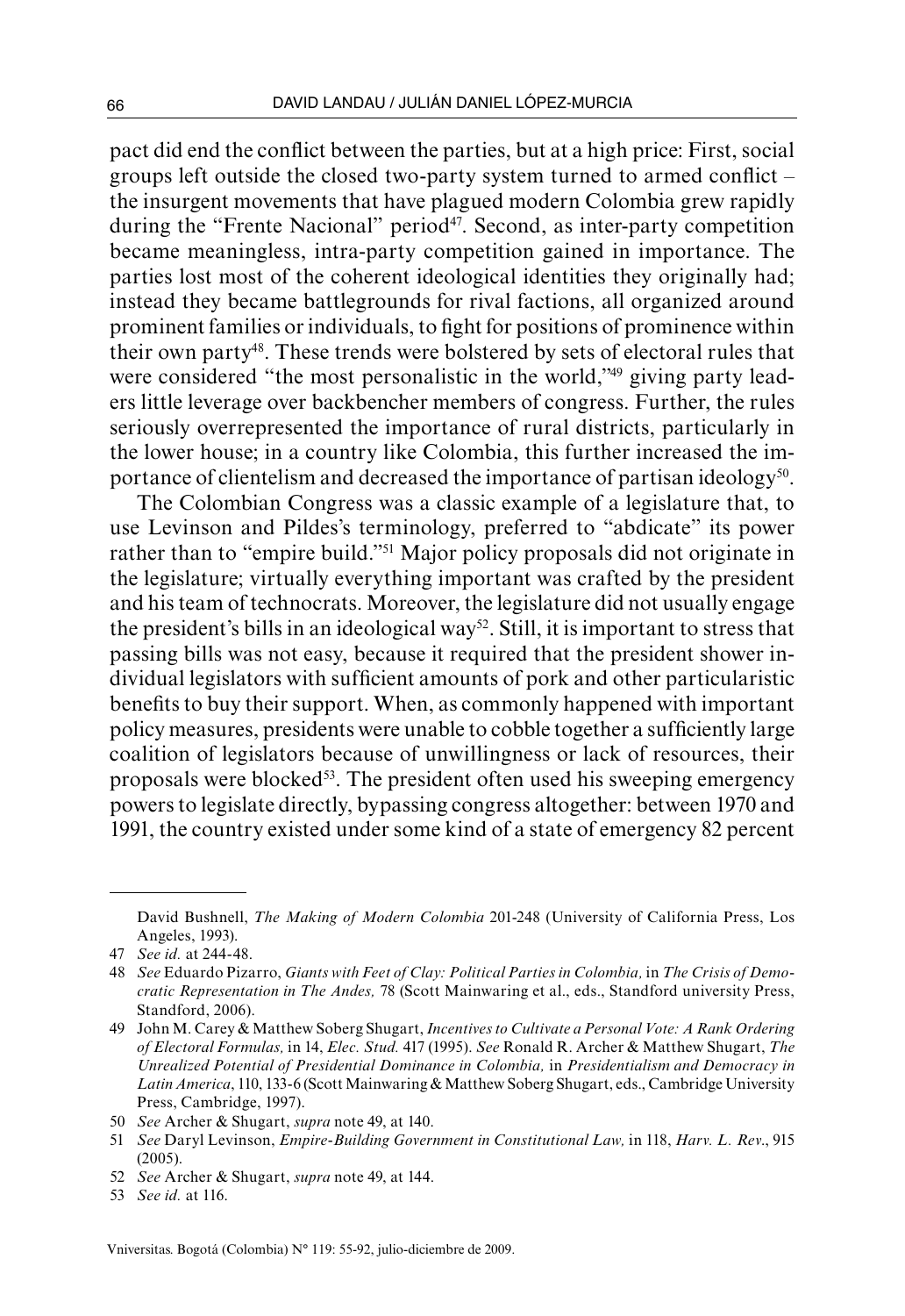pact did end the conflict between the parties, but at a high price: First, social groups left outside the closed two-party system turned to armed conflict – the insurgent movements that have plagued modern Colombia grew rapidly during the "Frente Nacional" period[47]. Second, as inter-party competition became meaningless, intra-party competition gained in importance. The parties lost most of the coherent ideological identities they originally had; instead they became battlegrounds for rival factions, all organized around prominent families or individuals, to fight for positions of prominence within their own party[48]. These trends were bolstered by sets of electoral rules that were considered "the most personalistic in the world,"[49] giving party leaders little leverage over backbencher members of congress. Further, the rules seriously overrepresented the importance of rural districts, particularly in the lower house; in a country like Colombia, this further increased the importance of clientelism and decreased the importance of partisan ideology[50].

The Colombian Congress was a classic example of a legislature that, to use Levinson and Pildes's terminology, preferred to "abdicate" its power rather than to "empire build."[51] Major policy proposals did not originate in the legislature; virtually everything important was crafted by the president and his team of technocrats. Moreover, the legislature did not usually engage the president's bills in an ideological way[52]. Still, it is important to stress that passing bills was not easy, because it required that the president shower individual legislators with sufficient amounts of pork and other particularistic benefits to buy their support. When, as commonly happened with important policy measures, presidents were unable to cobble together a sufficiently large coalition of legislators because of unwillingness or lack of resources, their proposals were blocked[53]. The president often used his sweeping emergency powers to legislate directly, bypassing congress altogether: between 1970 and 1991, the country existed under some kind of a state of emergency 82 percent

---

David Bushnell, *The Making of Modern Colombia* 201-248 (University of California Press, Los Angeles, 1993).

47 *See id.* at 244-48.

48 *See* Eduardo Pizarro, *Giants with Feet of Clay: Political Parties in Colombia,* in *The Crisis of Democratic Representation in The Andes,* 78 (Scott Mainwaring et al., eds., Standford university Press, Standford, 2006).

49 John M. Carey & Matthew Soberg Shugart, *Incentives to Cultivate a Personal Vote: A Rank Ordering of Electoral Formulas,* in 14, *Elec. Stud.* 417 (1995). *See* Ronald R. Archer & Matthew Shugart, *The Unrealized Potential of Presidential Dominance in Colombia,* in *Presidentialism and Democracy in Latin America*, 110, 133-6 (Scott Mainwaring & Matthew Soberg Shugart, eds., Cambridge University Press, Cambridge, 1997).

50 *See* Archer & Shugart, *supra* note 49, at 140.

51 *See* Daryl Levinson, *Empire-Building Government in Constitutional Law,* in 118, *Harv. L. Rev*., 915 (2005).

52 *See* Archer & Shugart, *supra* note 49, at 144.

53 *See id.* at 116.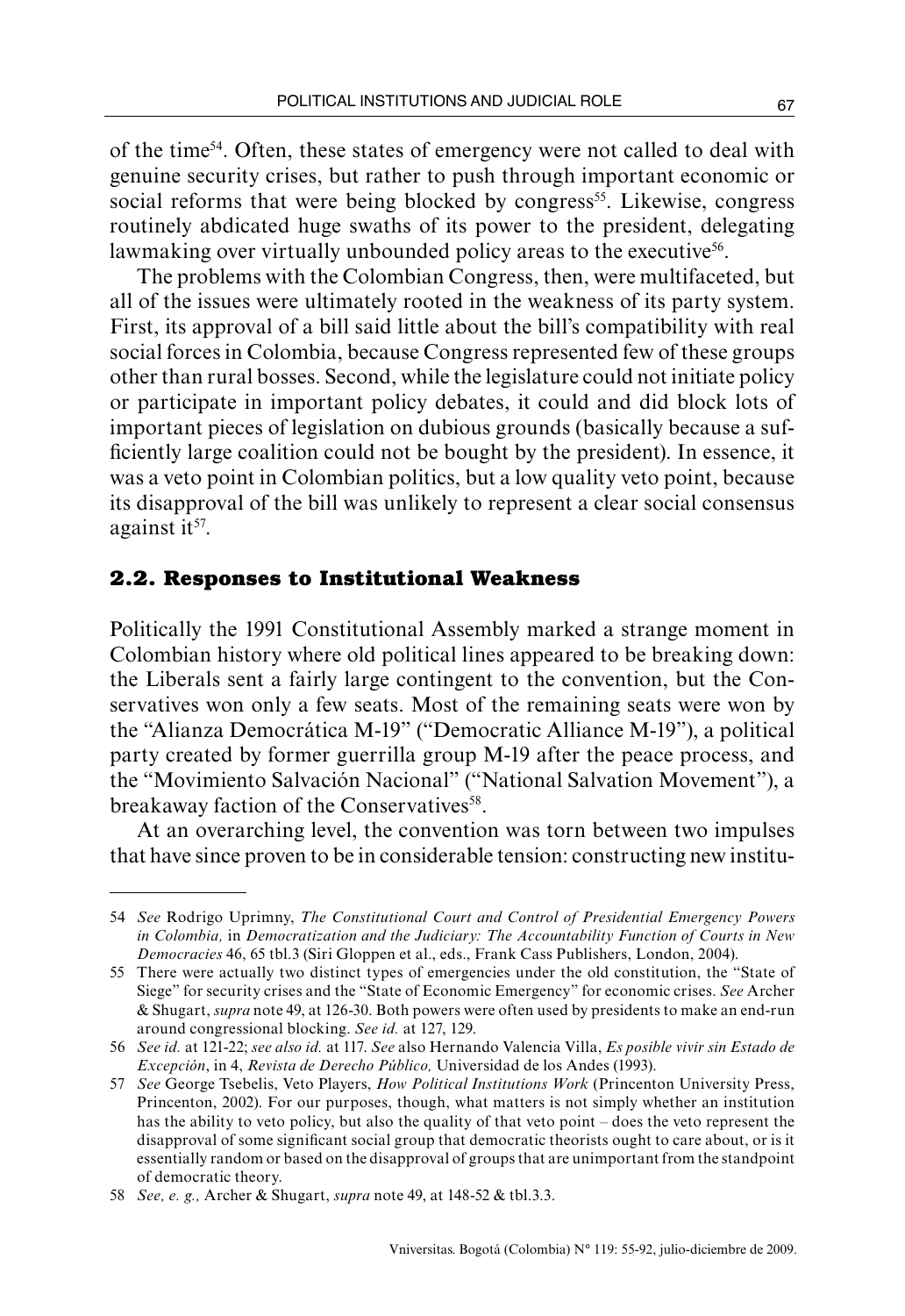of the time[54]. Often, these states of emergency were not called to deal with genuine security crises, but rather to push through important economic or social reforms that were being blocked by congress[55]. Likewise, congress routinely abdicated huge swaths of its power to the president, delegating lawmaking over virtually unbounded policy areas to the executive[56].

The problems with the Colombian Congress, then, were multifaceted, but all of the issues were ultimately rooted in the weakness of its party system. First, its approval of a bill said little about the bill's compatibility with real social forces in Colombia, because Congress represented few of these groups other than rural bosses. Second, while the legislature could not initiate policy or participate in important policy debates, it could and did block lots of important pieces of legislation on dubious grounds (basically because a sufficiently large coalition could not be bought by the president). In essence, it was a veto point in Colombian politics, but a low quality veto point, because its disapproval of the bill was unlikely to represent a clear social consensus against it[57].

## 2.2. Responses to Institutional Weakness

Politically the 1991 Constitutional Assembly marked a strange moment in Colombian history where old political lines appeared to be breaking down: the Liberals sent a fairly large contingent to the convention, but the Conservatives won only a few seats. Most of the remaining seats were won by the "Alianza Democrática M-19" ("Democratic Alliance M-19"), a political party created by former guerrilla group M-19 after the peace process, and the "Movimiento Salvación Nacional" ("National Salvation Movement"), a breakaway faction of the Conservatives[58].

At an overarching level, the convention was torn between two impulses that have since proven to be in considerable tension: constructing new institu-

---

54 *See* Rodrigo Uprimny, *The Constitutional Court and Control of Presidential Emergency Powers in Colombia,* in *Democratization and the Judiciary: The Accountability Function of Courts in New Democracies* 46, 65 tbl.3 (Siri Gloppen et al., eds., Frank Cass Publishers, London, 2004).

55 There were actually two distinct types of emergencies under the old constitution, the "State of Siege" for security crises and the "State of Economic Emergency" for economic crises. *See* Archer & Shugart, *supra* note 49, at 126-30. Both powers were often used by presidents to make an end-run around congressional blocking. *See id.* at 127, 129.

56 *See id.* at 121-22; *see also id.* at 117. *See* also Hernando Valencia Villa, *Es posible vivir sin Estado de Excepción*, in 4, *Revista de Derecho Público,* Universidad de los Andes (1993).

57 *See* George Tsebelis, Veto Players, *How Political Institutions Work* (Princeton University Press, Princeton, 2002). For our purposes, though, what matters is not simply whether an institution has the ability to veto policy, but also the quality of that veto point – does the veto represent the disapproval of some significant social group that democratic theorists ought to care about, or is it essentially random or based on the disapproval of groups that are unimportant from the standpoint of democratic theory.

58 *See, e. g.,* Archer & Shugart, *supra* note 49, at 148-52 & tbl.3.3.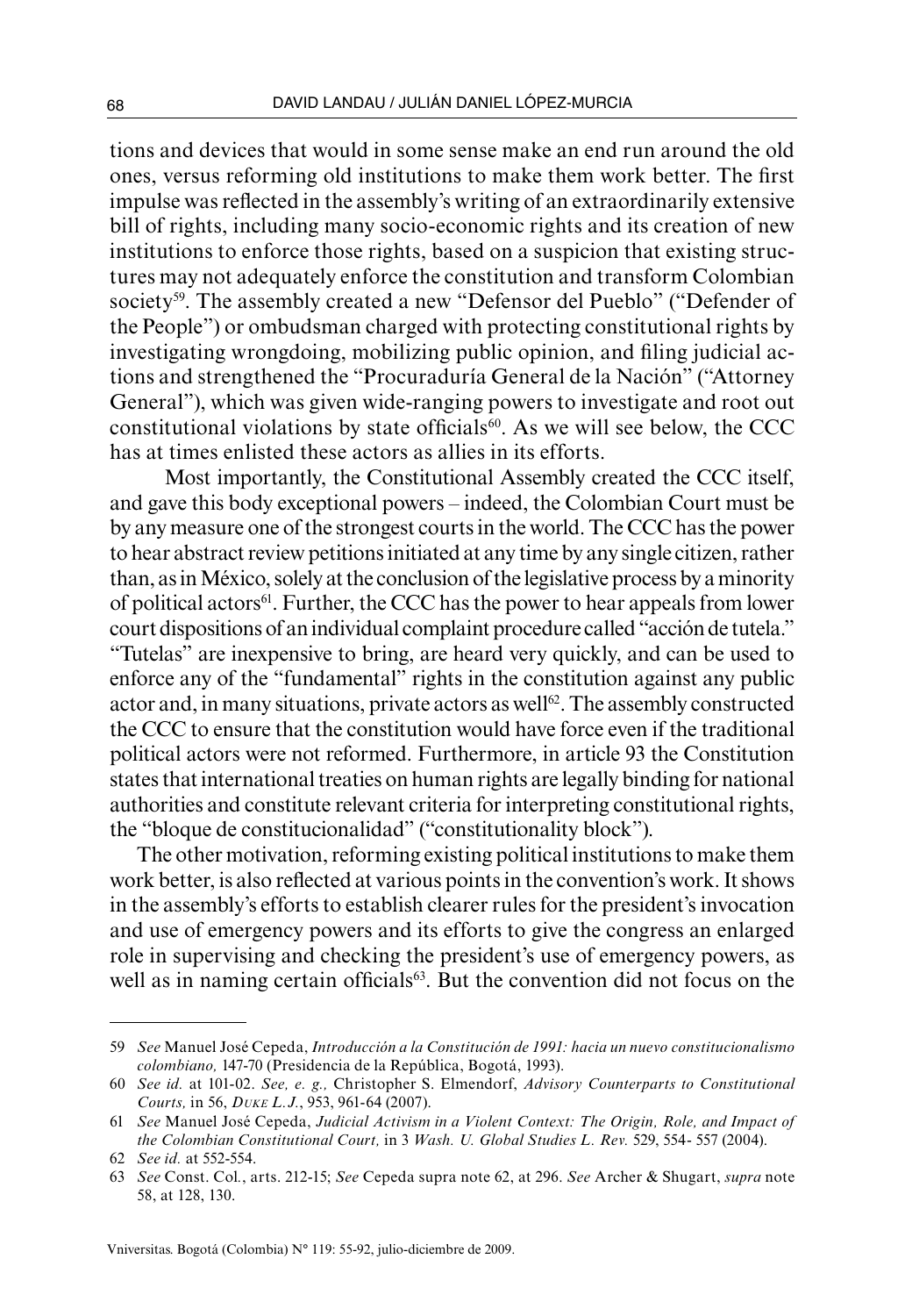tions and devices that would in some sense make an end run around the old ones, versus reforming old institutions to make them work better. The first impulse was reflected in the assembly's writing of an extraordinarily extensive bill of rights, including many socio-economic rights and its creation of new institutions to enforce those rights, based on a suspicion that existing structures may not adequately enforce the constitution and transform Colombian society[59]. The assembly created a new "Defensor del Pueblo" ("Defender of the People") or ombudsman charged with protecting constitutional rights by investigating wrongdoing, mobilizing public opinion, and filing judicial actions and strengthened the "Procuraduría General de la Nación" ("Attorney General"), which was given wide-ranging powers to investigate and root out constitutional violations by state officials[60]. As we will see below, the CCC has at times enlisted these actors as allies in its efforts.

Most importantly, the Constitutional Assembly created the CCC itself, and gave this body exceptional powers – indeed, the Colombian Court must be by any measure one of the strongest courts in the world. The CCC has the power to hear abstract review petitions initiated at any time by any single citizen, rather than, as in México, solely at the conclusion of the legislative process by a minority of political actors[61]. Further, the CCC has the power to hear appeals from lower court dispositions of an individual complaint procedure called "acción de tutela." "Tutelas" are inexpensive to bring, are heard very quickly, and can be used to enforce any of the "fundamental" rights in the constitution against any public actor and, in many situations, private actors as well[62]. The assembly constructed the CCC to ensure that the constitution would have force even if the traditional political actors were not reformed. Furthermore, in article 93 the Constitution states that international treaties on human rights are legally binding for national authorities and constitute relevant criteria for interpreting constitutional rights, the "bloque de constitucionalidad" ("constitutionality block").

The other motivation, reforming existing political institutions to make them work better, is also reflected at various points in the convention's work. It shows in the assembly's efforts to establish clearer rules for the president's invocation and use of emergency powers and its efforts to give the congress an enlarged role in supervising and checking the president's use of emergency powers, as well as in naming certain officials[63]. But the convention did not focus on the

---

59 *See* Manuel José Cepeda, *Introducción a la Constitución de 1991: hacia un nuevo constitucionalismo colombiano,* 147-70 (Presidencia de la República, Bogotá, 1993).

60 *See id.* at 101-02. *See, e. g.,* Christopher S. Elmendorf, *Advisory Counterparts to Constitutional Courts,* in 56, *Duke L.J.*, 953, 961-64 (2007).

61 *See* Manuel José Cepeda, *Judicial Activism in a Violent Context: The Origin, Role, and Impact of the Colombian Constitutional Court,* in 3 *Wash. U. Global Studies L. Rev.* 529, 554- 557 (2004).

62 *See id.* at 552-554.

63 *See* Const. Col., arts. 212-15; *See* Cepeda supra note 62, at 296. *See* Archer & Shugart, *supra* note 58, at 128, 130.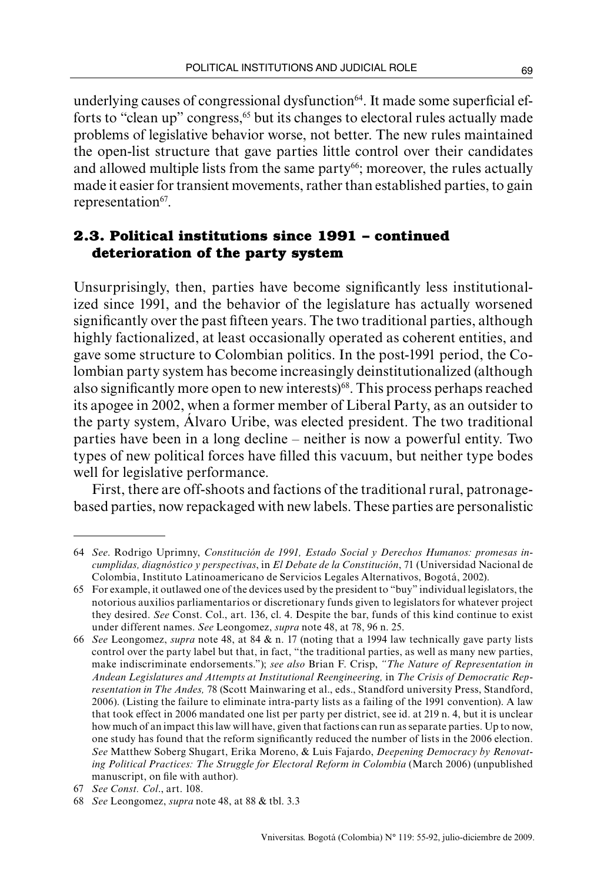underlying causes of congressional dysfunction[64]. It made some superficial efforts to "clean up" congress,[65] but its changes to electoral rules actually made problems of legislative behavior worse, not better. The new rules maintained the open-list structure that gave parties little control over their candidates and allowed multiple lists from the same party[66]; moreover, the rules actually made it easier for transient movements, rather than established parties, to gain representation[67].

### 2.3. Political institutions since 1991 – continued deterioration of the party system

Unsurprisingly, then, parties have become significantly less institutionalized since 1991, and the behavior of the legislature has actually worsened significantly over the past fifteen years. The two traditional parties, although highly factionalized, at least occasionally operated as coherent entities, and gave some structure to Colombian politics. In the post-1991 period, the Colombian party system has become increasingly deinstitutionalized (although also significantly more open to new interests)[68]. This process perhaps reached its apogee in 2002, when a former member of Liberal Party, as an outsider to the party system, Álvaro Uribe, was elected president. The two traditional parties have been in a long decline – neither is now a powerful entity. Two types of new political forces have filled this vacuum, but neither type bodes well for legislative performance.

First, there are off-shoots and factions of the traditional rural, patronage-based parties, now repackaged with new labels. These parties are personalistic

---

64 *See*. Rodrigo Uprimny, *Constitución de 1991, Estado Social y Derechos Humanos: promesas incumplidas, diagnóstico y perspectivas*, in *El Debate de la Constitución*, 71 (Universidad Nacional de Colombia, Instituto Latinoamericano de Servicios Legales Alternativos, Bogotá, 2002).

65 For example, it outlawed one of the devices used by the president to "buy" individual legislators, the notorious auxilios parliamentarios or discretionary funds given to legislators for whatever project they desired. *See* Const. Col., art. 136, cl. 4. Despite the bar, funds of this kind continue to exist under different names. *See* Leongomez, *supra* note 48, at 78, 96 n. 25.

66 *See* Leongomez, *supra* note 48, at 84 & n. 17 (noting that a 1994 law technically gave party lists control over the party label but that, in fact, "the traditional parties, as well as many new parties, make indiscriminate endorsements."); *see also* Brian F. Crisp, *"The Nature of Representation in Andean Legislatures and Attempts at Institutional Reengineering,* in *The Crisis of Democratic Representation in The Andes,* 78 (Scott Mainwaring et al., eds., Standford university Press, Standford, 2006). (Listing the failure to eliminate intra-party lists as a failing of the 1991 convention). A law that took effect in 2006 mandated one list per party per district, see id. at 219 n. 4, but it is unclear how much of an impact this law will have, given that factions can run as separate parties. Up to now, one study has found that the reform significantly reduced the number of lists in the 2006 election. *See* Matthew Soberg Shugart, Erika Moreno, & Luis Fajardo, *Deepening Democracy by Renovating Political Practices: The Struggle for Electoral Reform in Colombia* (March 2006) (unpublished manuscript, on file with author).

67 *See Const. Col*., art. 108.

68 *See* Leongomez, *supra* note 48, at 88 & tbl. 3.3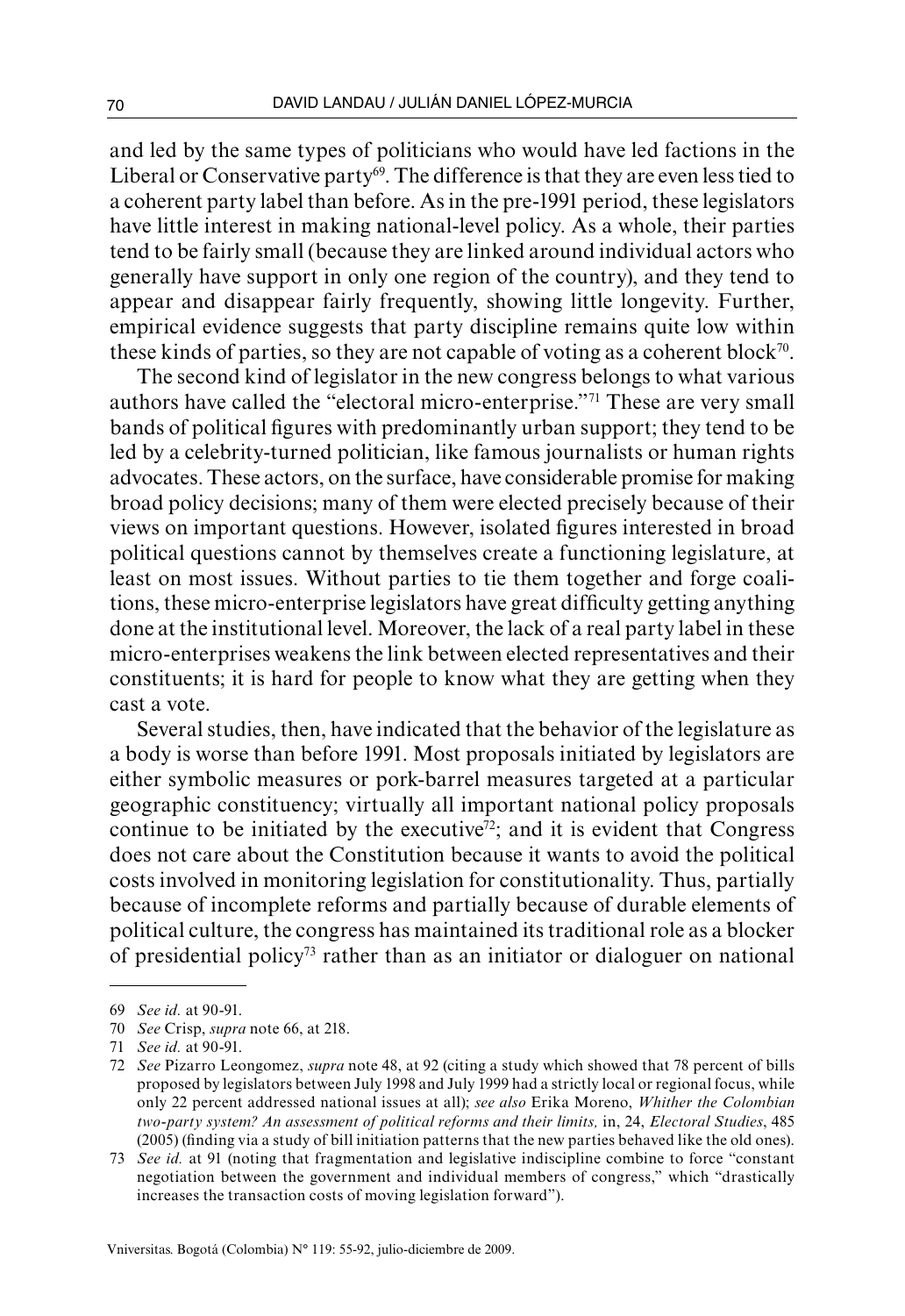and led by the same types of politicians who would have led factions in the Liberal or Conservative party[69]. The difference is that they are even less tied to a coherent party label than before. As in the pre-1991 period, these legislators have little interest in making national-level policy. As a whole, their parties tend to be fairly small (because they are linked around individual actors who generally have support in only one region of the country), and they tend to appear and disappear fairly frequently, showing little longevity. Further, empirical evidence suggests that party discipline remains quite low within these kinds of parties, so they are not capable of voting as a coherent block[70].

The second kind of legislator in the new congress belongs to what various authors have called the "electoral micro-enterprise."[71] These are very small bands of political figures with predominantly urban support; they tend to be led by a celebrity-turned politician, like famous journalists or human rights advocates. These actors, on the surface, have considerable promise for making broad policy decisions; many of them were elected precisely because of their views on important questions. However, isolated figures interested in broad political questions cannot by themselves create a functioning legislature, at least on most issues. Without parties to tie them together and forge coalitions, these micro-enterprise legislators have great difficulty getting anything done at the institutional level. Moreover, the lack of a real party label in these micro-enterprises weakens the link between elected representatives and their constituents; it is hard for people to know what they are getting when they cast a vote.

Several studies, then, have indicated that the behavior of the legislature as a body is worse than before 1991. Most proposals initiated by legislators are either symbolic measures or pork-barrel measures targeted at a particular geographic constituency; virtually all important national policy proposals continue to be initiated by the executive[72]; and it is evident that Congress does not care about the Constitution because it wants to avoid the political costs involved in monitoring legislation for constitutionality. Thus, partially because of incomplete reforms and partially because of durable elements of political culture, the congress has maintained its traditional role as a blocker of presidential policy[73] rather than as an initiator or dialoguer on national

---

69 *See id.* at 90-91.

70 *See* Crisp, *supra* note 66, at 218.

71 *See id.* at 90-91.

72 *See* Pizarro Leongomez, *supra* note 48, at 92 (citing a study which showed that 78 percent of bills proposed by legislators between July 1998 and July 1999 had a strictly local or regional focus, while only 22 percent addressed national issues at all); *see also* Erika Moreno, *Whither the Colombian two-party system? An assessment of political reforms and their limits,* in, 24, *Electoral Studies*, 485 (2005) (finding via a study of bill initiation patterns that the new parties behaved like the old ones).

73 *See id.* at 91 (noting that fragmentation and legislative indiscipline combine to force "constant negotiation between the government and individual members of congress," which "drastically increases the transaction costs of moving legislation forward").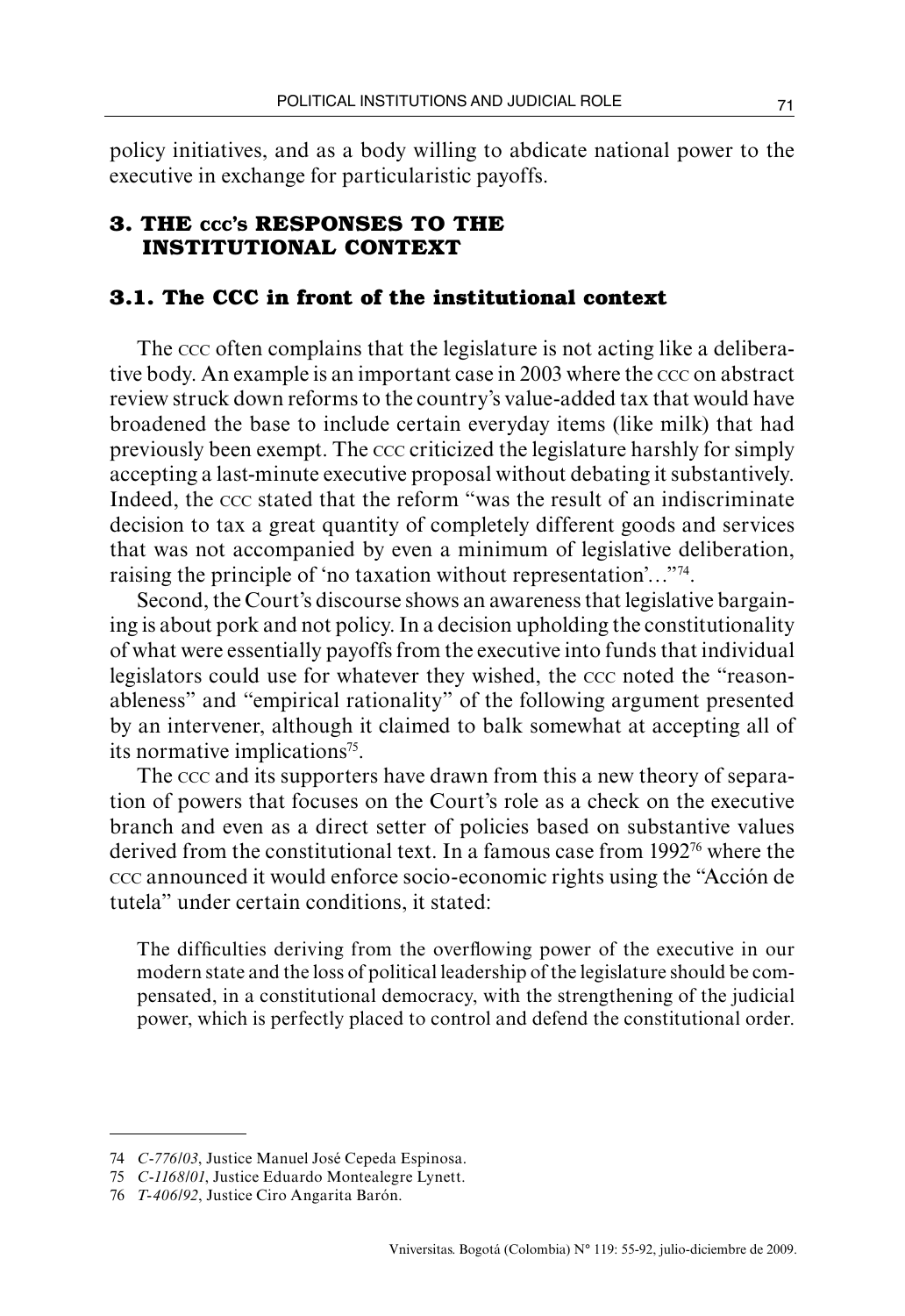policy initiatives, and as a body willing to abdicate national power to the executive in exchange for particularistic payoffs.

## 3. THE CCC's RESPONSES TO THE INSTITUTIONAL CONTEXT

### 3.1. The CCC in front of the institutional context

The CCC often complains that the legislature is not acting like a deliberative body. An example is an important case in 2003 where the CCC on abstract review struck down reforms to the country's value-added tax that would have broadened the base to include certain everyday items (like milk) that had previously been exempt. The CCC criticized the legislature harshly for simply accepting a last-minute executive proposal without debating it substantively. Indeed, the CCC stated that the reform "was the result of an indiscriminate decision to tax a great quantity of completely different goods and services that was not accompanied by even a minimum of legislative deliberation, raising the principle of 'no taxation without representation'…"[74].

Second, the Court's discourse shows an awareness that legislative bargaining is about pork and not policy. In a decision upholding the constitutionality of what were essentially payoffs from the executive into funds that individual legislators could use for whatever they wished, the CCC noted the "reasonableness" and "empirical rationality" of the following argument presented by an intervener, although it claimed to balk somewhat at accepting all of its normative implications[75].

The CCC and its supporters have drawn from this a new theory of separation of powers that focuses on the Court's role as a check on the executive branch and even as a direct setter of policies based on substantive values derived from the constitutional text. In a famous case from 1992[76] where the CCC announced it would enforce socio-economic rights using the "Acción de tutela" under certain conditions, it stated:

> The difficulties deriving from the overflowing power of the executive in our modern state and the loss of political leadership of the legislature should be compensated, in a constitutional democracy, with the strengthening of the judicial power, which is perfectly placed to control and defend the constitutional order.

---

74 *C-776/03*, Justice Manuel José Cepeda Espinosa.

75 *C-1168/01*, Justice Eduardo Montealegre Lynett.

76 *T-406/92*, Justice Ciro Angarita Barón.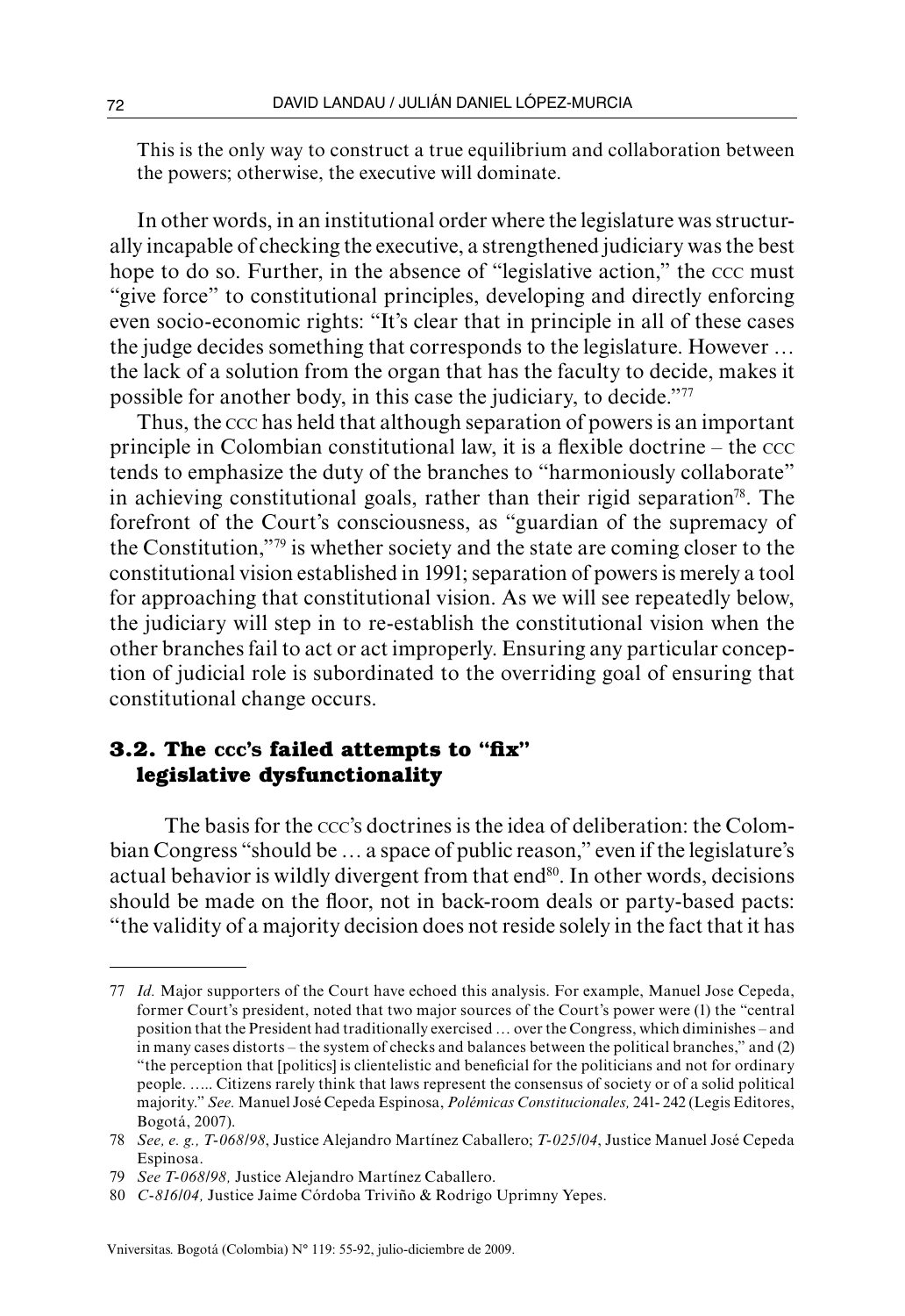This is the only way to construct a true equilibrium and collaboration between the powers; otherwise, the executive will dominate.

In other words, in an institutional order where the legislature was structurally incapable of checking the executive, a strengthened judiciary was the best hope to do so. Further, in the absence of "legislative action," the CCC must "give force" to constitutional principles, developing and directly enforcing even socio-economic rights: "It's clear that in principle in all of these cases the judge decides something that corresponds to the legislature. However … the lack of a solution from the organ that has the faculty to decide, makes it possible for another body, in this case the judiciary, to decide."[77]

Thus, the CCC has held that although separation of powers is an important principle in Colombian constitutional law, it is a flexible doctrine – the CCC tends to emphasize the duty of the branches to "harmoniously collaborate" in achieving constitutional goals, rather than their rigid separation[78]. The forefront of the Court's consciousness, as "guardian of the supremacy of the Constitution,"[79] is whether society and the state are coming closer to the constitutional vision established in 1991; separation of powers is merely a tool for approaching that constitutional vision. As we will see repeatedly below, the judiciary will step in to re-establish the constitutional vision when the other branches fail to act or act improperly. Ensuring any particular conception of judicial role is subordinated to the overriding goal of ensuring that constitutional change occurs.

### 3.2. The CCC's failed attempts to "fix" legislative dysfunctionality

The basis for the CCC's doctrines is the idea of deliberation: the Colombian Congress "should be … a space of public reason," even if the legislature's actual behavior is wildly divergent from that end[80]. In other words, decisions should be made on the floor, not in back-room deals or party-based pacts: "the validity of a majority decision does not reside solely in the fact that it has

---

77 *Id.* Major supporters of the Court have echoed this analysis. For example, Manuel Jose Cepeda, former Court's president, noted that two major sources of the Court's power were (1) the "central position that the President had traditionally exercised … over the Congress, which diminishes – and in many cases distorts – the system of checks and balances between the political branches," and (2) "the perception that [politics] is clientelistic and beneficial for the politicians and not for ordinary people. ….. Citizens rarely think that laws represent the consensus of society or of a solid political majority." *See.* Manuel José Cepeda Espinosa, *Polémicas Constitucionales,* 241- 242 (Legis Editores, Bogotá, 2007).

78 *See, e. g., T-068/98*, Justice Alejandro Martínez Caballero; *T-025/04*, Justice Manuel José Cepeda Espinosa.

79 *See T-068/98,* Justice Alejandro Martínez Caballero.

80 *C-816/04,* Justice Jaime Córdoba Triviño & Rodrigo Uprimny Yepes.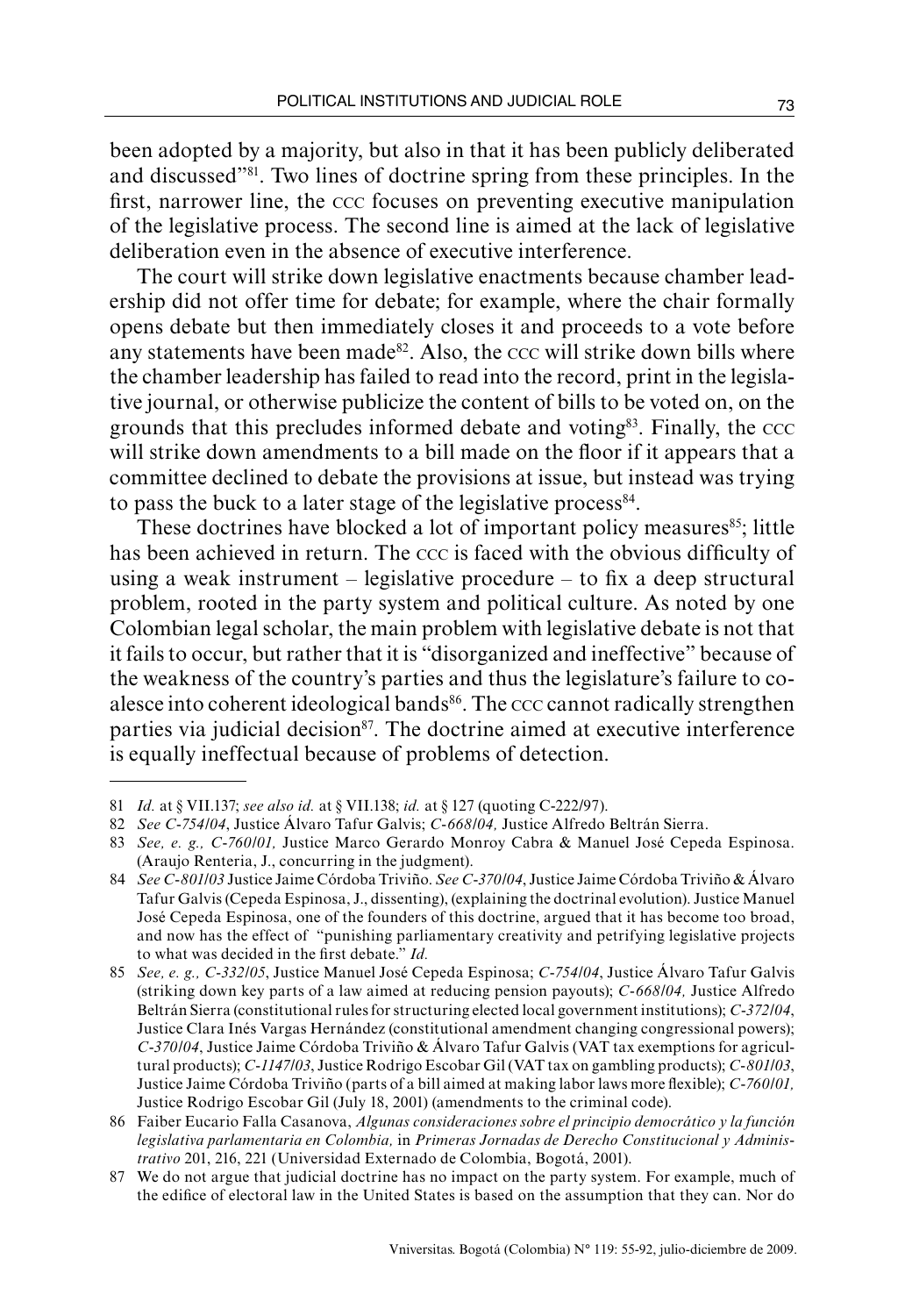been adopted by a majority, but also in that it has been publicly deliberated and discussed"[81]. Two lines of doctrine spring from these principles. In the first, narrower line, the CCC focuses on preventing executive manipulation of the legislative process. The second line is aimed at the lack of legislative deliberation even in the absence of executive interference.

The court will strike down legislative enactments because chamber leadership did not offer time for debate; for example, where the chair formally opens debate but then immediately closes it and proceeds to a vote before any statements have been made[82]. Also, the CCC will strike down bills where the chamber leadership has failed to read into the record, print in the legislative journal, or otherwise publicize the content of bills to be voted on, on the grounds that this precludes informed debate and voting[83]. Finally, the CCC will strike down amendments to a bill made on the floor if it appears that a committee declined to debate the provisions at issue, but instead was trying to pass the buck to a later stage of the legislative process[84].

These doctrines have blocked a lot of important policy measures[85]; little has been achieved in return. The CCC is faced with the obvious difficulty of using a weak instrument – legislative procedure – to fix a deep structural problem, rooted in the party system and political culture. As noted by one Colombian legal scholar, the main problem with legislative debate is not that it fails to occur, but rather that it is "disorganized and ineffective" because of the weakness of the country's parties and thus the legislature's failure to coalesce into coherent ideological bands[86]. The CCC cannot radically strengthen parties via judicial decision[87]. The doctrine aimed at executive interference is equally ineffectual because of problems of detection.

---

81 *Id.* at § VII.137; *see also id.* at § VII.138; *id.* at § 127 (quoting C-222/97).

82 *See C-754/04*, Justice Álvaro Tafur Galvis; *C-668/04,* Justice Alfredo Beltrán Sierra.

83 *See, e. g., C-760/01,* Justice Marco Gerardo Monroy Cabra & Manuel José Cepeda Espinosa. (Araujo Renteria, J., concurring in the judgment).

84 *See C-801/03* Justice Jaime Córdoba Triviño. *See C-370/04*, Justice Jaime Córdoba Triviño & Álvaro Tafur Galvis (Cepeda Espinosa, J., dissenting), (explaining the doctrinal evolution). Justice Manuel José Cepeda Espinosa, one of the founders of this doctrine, argued that it has become too broad, and now has the effect of "punishing parliamentary creativity and petrifying legislative projects to what was decided in the first debate." *Id.*

85 *See, e. g., C-332/05*, Justice Manuel José Cepeda Espinosa; *C-754/04*, Justice Álvaro Tafur Galvis (striking down key parts of a law aimed at reducing pension payouts); *C-668/04,* Justice Alfredo Beltrán Sierra (constitutional rules for structuring elected local government institutions); *C-372/04*, Justice Clara Inés Vargas Hernández (constitutional amendment changing congressional powers); *C-370/04*, Justice Jaime Córdoba Triviño & Álvaro Tafur Galvis (VAT tax exemptions for agricultural products); *C-1147/03*, Justice Rodrigo Escobar Gil (VAT tax on gambling products); *C-801/03*, Justice Jaime Córdoba Triviño (parts of a bill aimed at making labor laws more flexible); *C-760/01,* Justice Rodrigo Escobar Gil (July 18, 2001) (amendments to the criminal code).

86 Faiber Eucario Falla Casanova, *Algunas consideraciones sobre el principio democrático y la función legislativa parlamentaria en Colombia,* in *Primeras Jornadas de Derecho Constitucional y Administrativo* 201, 216, 221 (Universidad Externado de Colombia, Bogotá, 2001).

87 We do not argue that judicial doctrine has no impact on the party system. For example, much of the edifice of electoral law in the United States is based on the assumption that they can. Nor do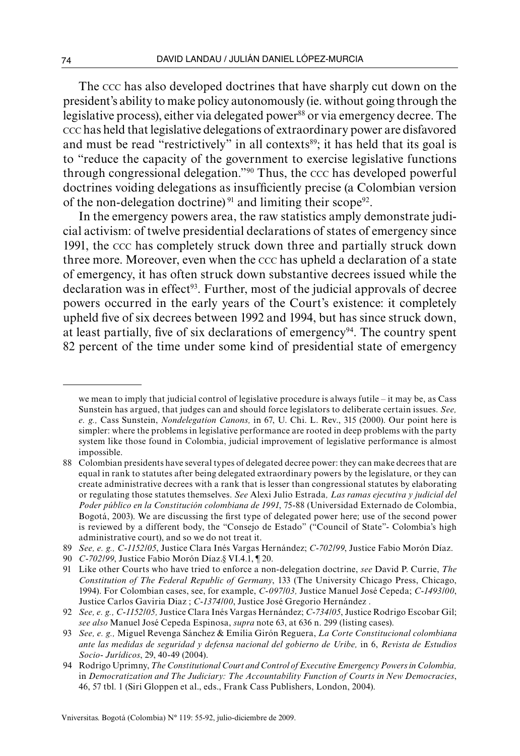The CCC has also developed doctrines that have sharply cut down on the president's ability to make policy autonomously (ie. without going through the legislative process), either via delegated power[88] or via emergency decree. The CCC has held that legislative delegations of extraordinary power are disfavored and must be read "restrictively" in all contexts[89]; it has held that its goal is to "reduce the capacity of the government to exercise legislative functions through congressional delegation."[90] Thus, the CCC has developed powerful doctrines voiding delegations as insufficiently precise (a Colombian version of the non-delegation doctrine)[91] and limiting their scope[92].

In the emergency powers area, the raw statistics amply demonstrate judicial activism: of twelve presidential declarations of states of emergency since 1991, the CCC has completely struck down three and partially struck down three more. Moreover, even when the CCC has upheld a declaration of a state of emergency, it has often struck down substantive decrees issued while the declaration was in effect[93]. Further, most of the judicial approvals of decree powers occurred in the early years of the Court's existence: it completely upheld five of six decrees between 1992 and 1994, but has since struck down, at least partially, five of six declarations of emergency[94]. The country spent 82 percent of the time under some kind of presidential state of emergency

---

we mean to imply that judicial control of legislative procedure is always futile – it may be, as Cass Sunstein has argued, that judges can and should force legislators to deliberate certain issues. *See, e. g.,* Cass Sunstein, *Nondelegation Canons,* in 67, U. Chi. L. Rev., 315 (2000). Our point here is simpler: where the problems in legislative performance are rooted in deep problems with the party system like those found in Colombia, judicial improvement of legislative performance is almost impossible.

88 Colombian presidents have several types of delegated decree power: they can make decrees that are equal in rank to statutes after being delegated extraordinary powers by the legislature, or they can create administrative decrees with a rank that is lesser than congressional statutes by elaborating or regulating those statutes themselves. *See* Alexi Julio Estrada*, Las ramas ejecutiva y judicial del Poder público en la Constitución colombiana de 1991*, 75-88 (Universidad Externado de Colombia, Bogotá, 2003). We are discussing the first type of delegated power here; use of the second power is reviewed by a different body, the "Consejo de Estado" ("Council of State"- Colombia's high administrative court), and so we do not treat it.

89 *See, e. g., C-1152/05*, Justice Clara Inés Vargas Hernández; *C-702/99*, Justice Fabio Morón Díaz.

90 *C-702/99*, Justice Fabio Morón Díaz.§ VI.4.1, ¶ 20.

91 Like other Courts who have tried to enforce a non-delegation doctrine, *see* David P. Currie, *The Constitution of The Federal Republic of Germany*, 133 (The University Chicago Press, Chicago, 1994). For Colombian cases, see, for example, *C-097/03,* Justice Manuel José Cepeda; *C-1493/00*, Justice Carlos Gaviria Diaz ; *C-1374/00*, Justice José Gregorio Hernández .

92 *See, e. g., C-1152/05,* Justice Clara Inés Vargas Hernández; *C-734/05*, Justice Rodrigo Escobar Gil; *see also* Manuel José Cepeda Espinosa, *supra* note 63, at 636 n. 299 (listing cases).

93 *See, e. g.,* Miguel Revenga Sánchez & Emilia Girón Reguera, *La Corte Constitucional colombiana ante las medidas de seguridad y defensa nacional del gobierno de Uribe,* in 6, *Revista de Estudios Socio- Jurídicos*, 29, 40-49 (2004).

94 Rodrigo Uprimny, *The Constitutional Court and Control of Executive Emergency Powers in Colombia,* in *Democratization and The Judiciary: The Accountability Function of Courts in New Democracies*, 46, 57 tbl. 1 (Siri Gloppen et al., eds., Frank Cass Publishers, London, 2004).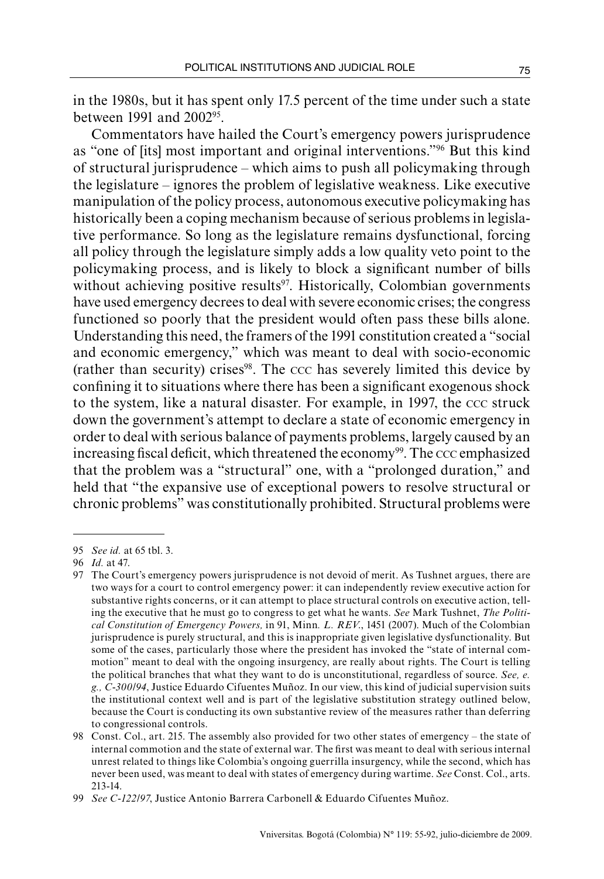in the 1980s, but it has spent only 17.5 percent of the time under such a state between 1991 and 2002[95].

Commentators have hailed the Court's emergency powers jurisprudence as "one of [its] most important and original interventions."[96] But this kind of structural jurisprudence – which aims to push all policymaking through the legislature – ignores the problem of legislative weakness. Like executive manipulation of the policy process, autonomous executive policymaking has historically been a coping mechanism because of serious problems in legislative performance. So long as the legislature remains dysfunctional, forcing all policy through the legislature simply adds a low quality veto point to the policymaking process, and is likely to block a significant number of bills without achieving positive results[97]. Historically, Colombian governments have used emergency decrees to deal with severe economic crises; the congress functioned so poorly that the president would often pass these bills alone. Understanding this need, the framers of the 1991 constitution created a "social and economic emergency," which was meant to deal with socio-economic (rather than security) crises[98]. The CCC has severely limited this device by confining it to situations where there has been a significant exogenous shock to the system, like a natural disaster. For example, in 1997, the CCC struck down the government's attempt to declare a state of economic emergency in order to deal with serious balance of payments problems, largely caused by an increasing fiscal deficit, which threatened the economy[99]. The CCC emphasized that the problem was a "structural" one, with a "prolonged duration," and held that "the expansive use of exceptional powers to resolve structural or chronic problems" was constitutionally prohibited. Structural problems were

---

95 *See id.* at 65 tbl. 3.

96 *Id.* at 47.

97 The Court's emergency powers jurisprudence is not devoid of merit. As Tushnet argues, there are two ways for a court to control emergency power: it can independently review executive action for substantive rights concerns, or it can attempt to place structural controls on executive action, telling the executive that he must go to congress to get what he wants. *See* Mark Tushnet, *The Political Constitution of Emergency Powers,* in 91, Minn*. L. REV.*, 1451 (2007). Much of the Colombian jurisprudence is purely structural, and this is inappropriate given legislative dysfunctionality. But some of the cases, particularly those where the president has invoked the "state of internal commotion" meant to deal with the ongoing insurgency, are really about rights. The Court is telling the political branches that what they want to do is unconstitutional, regardless of source. *See, e. g., C-300/94*, Justice Eduardo Cifuentes Muñoz. In our view, this kind of judicial supervision suits the institutional context well and is part of the legislative substitution strategy outlined below, because the Court is conducting its own substantive review of the measures rather than deferring to congressional controls.

98 Const. Col., art. 215. The assembly also provided for two other states of emergency – the state of internal commotion and the state of external war. The first was meant to deal with serious internal unrest related to things like Colombia's ongoing guerrilla insurgency, while the second, which has never been used, was meant to deal with states of emergency during wartime. *See* Const. Col., arts. 213-14.

99 *See C-122/97*, Justice Antonio Barrera Carbonell & Eduardo Cifuentes Muñoz.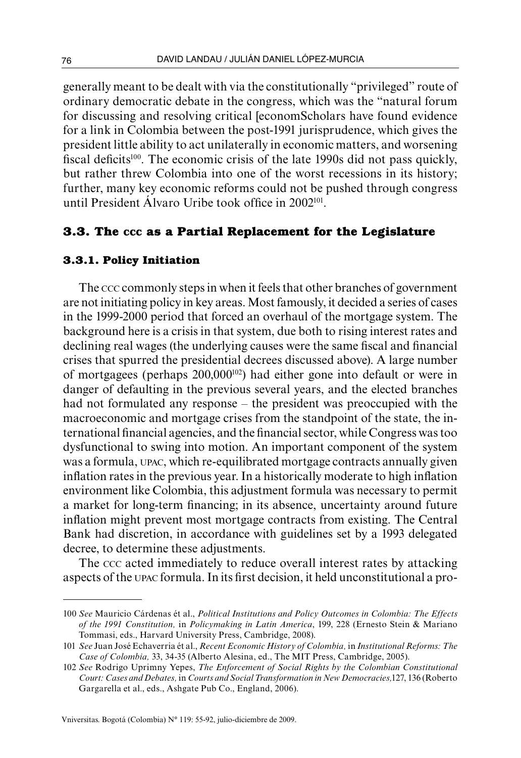generally meant to be dealt with via the constitutionally "privileged" route of ordinary democratic debate in the congress, which was the "natural forum for discussing and resolving critical [economScholars have found evidence for a link in Colombia between the post-1991 jurisprudence, which gives the president little ability to act unilaterally in economic matters, and worsening fiscal deficits[100]. The economic crisis of the late 1990s did not pass quickly, but rather threw Colombia into one of the worst recessions in its history; further, many key economic reforms could not be pushed through congress until President Álvaro Uribe took office in 2002[101].

### 3.3. The CCC as a Partial Replacement for the Legislature

#### 3.3.1. Policy Initiation

The CCC commonly steps in when it feels that other branches of government are not initiating policy in key areas. Most famously, it decided a series of cases in the 1999-2000 period that forced an overhaul of the mortgage system. The background here is a crisis in that system, due both to rising interest rates and declining real wages (the underlying causes were the same fiscal and financial crises that spurred the presidential decrees discussed above). A large number of mortgagees (perhaps 200,000[102]) had either gone into default or were in danger of defaulting in the previous several years, and the elected branches had not formulated any response – the president was preoccupied with the macroeconomic and mortgage crises from the standpoint of the state, the international financial agencies, and the financial sector, while Congress was too dysfunctional to swing into motion. An important component of the system was a formula, UPAC, which re-equilibrated mortgage contracts annually given inflation rates in the previous year. In a historically moderate to high inflation environment like Colombia, this adjustment formula was necessary to permit a market for long-term financing; in its absence, uncertainty around future inflation might prevent most mortgage contracts from existing. The Central Bank had discretion, in accordance with guidelines set by a 1993 delegated decree, to determine these adjustments.

The CCC acted immediately to reduce overall interest rates by attacking aspects of the UPAC formula. In its first decision, it held unconstitutional a pro-

---

100 *See* Mauricio Cárdenas ét al., *Political Institutions and Policy Outcomes in Colombia: The Effects of the 1991 Constitution,* in *Policymaking in Latin America*, 199, 228 (Ernesto Stein & Mariano Tommasi, eds., Harvard University Press, Cambridge, 2008).

101 *See* Juan José Echaverria ét al., *Recent Economic History of Colombia,* in *Institutional Reforms: The Case of Colombia,* 33, 34-35 (Alberto Alesina, ed., The MIT Press, Cambridge, 2005).

102 *See* Rodrigo Uprimny Yepes, *The Enforcement of Social Rights by the Colombian Constitutional Court: Cases and Debates,* in *Courts and Social Transformation in New Democracies,*127, 136 (Roberto Gargarella et al., eds., Ashgate Pub Co., England, 2006).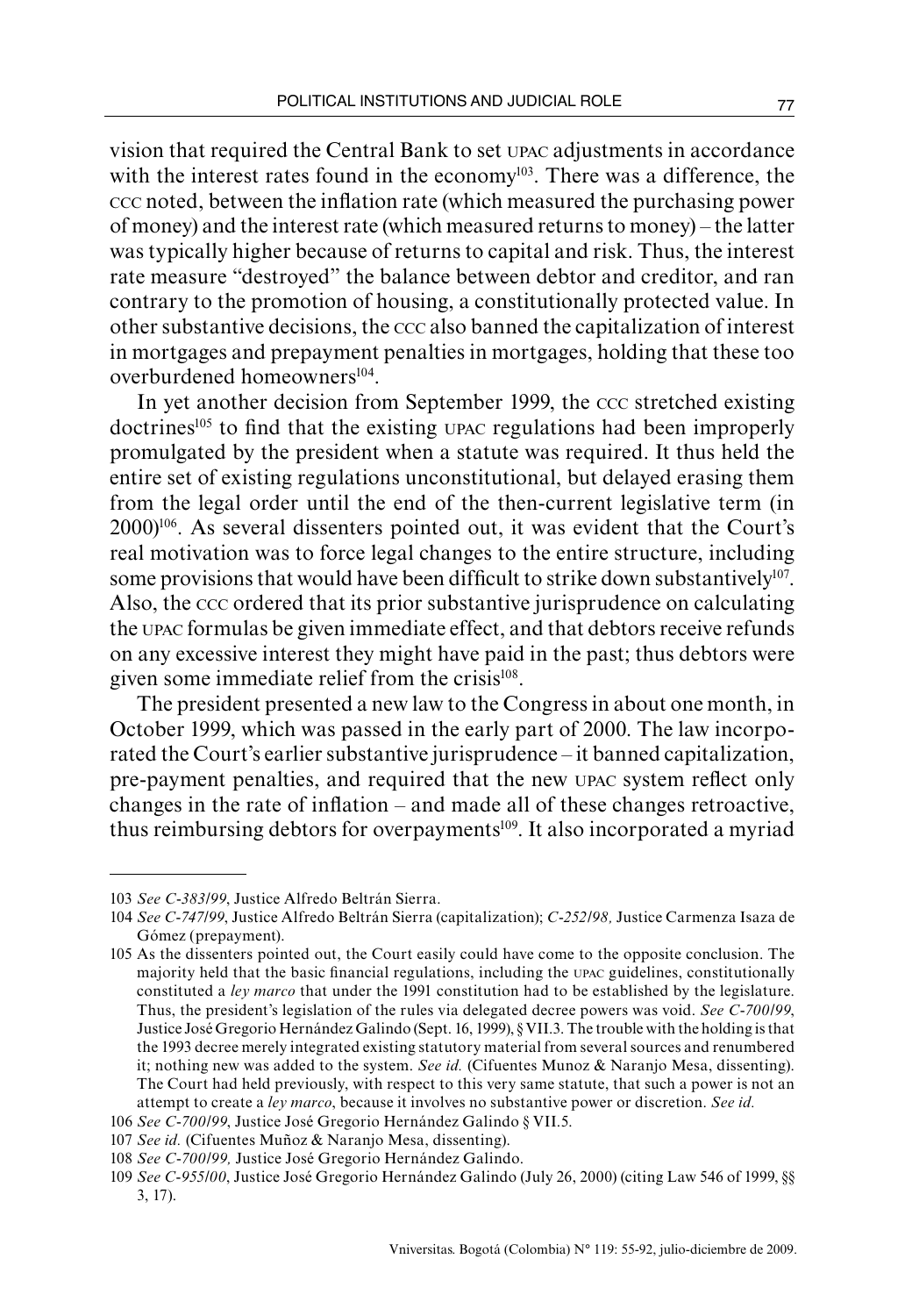vision that required the Central Bank to set UPAC adjustments in accordance with the interest rates found in the economy[103]. There was a difference, the CCC noted, between the inflation rate (which measured the purchasing power of money) and the interest rate (which measured returns to money) – the latter was typically higher because of returns to capital and risk. Thus, the interest rate measure "destroyed" the balance between debtor and creditor, and ran contrary to the promotion of housing, a constitutionally protected value. In other substantive decisions, the CCC also banned the capitalization of interest in mortgages and prepayment penalties in mortgages, holding that these too overburdened homeowners[104].

In yet another decision from September 1999, the CCC stretched existing doctrines[105] to find that the existing UPAC regulations had been improperly promulgated by the president when a statute was required. It thus held the entire set of existing regulations unconstitutional, but delayed erasing them from the legal order until the end of the then-current legislative term (in 2000)[106]. As several dissenters pointed out, it was evident that the Court's real motivation was to force legal changes to the entire structure, including some provisions that would have been difficult to strike down substantively[107]. Also, the CCC ordered that its prior substantive jurisprudence on calculating the UPAC formulas be given immediate effect, and that debtors receive refunds on any excessive interest they might have paid in the past; thus debtors were given some immediate relief from the crisis[108].

The president presented a new law to the Congress in about one month, in October 1999, which was passed in the early part of 2000. The law incorporated the Court's earlier substantive jurisprudence – it banned capitalization, pre-payment penalties, and required that the new UPAC system reflect only changes in the rate of inflation – and made all of these changes retroactive, thus reimbursing debtors for overpayments[109]. It also incorporated a myriad

---

103 *See C-383/99*, Justice Alfredo Beltrán Sierra.

104 *See C-747/99*, Justice Alfredo Beltrán Sierra (capitalization); *C-252/98,* Justice Carmenza Isaza de Gómez (prepayment).

105 As the dissenters pointed out, the Court easily could have come to the opposite conclusion. The majority held that the basic financial regulations, including the UPAC guidelines, constitutionally constituted a *ley marco* that under the 1991 constitution had to be established by the legislature. Thus, the president's legislation of the rules via delegated decree powers was void. *See C-700/99*, Justice José Gregorio Hernández Galindo (Sept. 16, 1999), § VII.3. The trouble with the holding is that the 1993 decree merely integrated existing statutory material from several sources and renumbered it; nothing new was added to the system. *See id.* (Cifuentes Munoz & Naranjo Mesa, dissenting). The Court had held previously, with respect to this very same statute, that such a power is not an attempt to create a *ley marco*, because it involves no substantive power or discretion. *See id.*

106 *See C-700/99*, Justice José Gregorio Hernández Galindo § VII.5.

107 *See id.* (Cifuentes Muñoz & Naranjo Mesa, dissenting).

108 *See C-700/99,* Justice José Gregorio Hernández Galindo.

109 *See C-955/00*, Justice José Gregorio Hernández Galindo (July 26, 2000) (citing Law 546 of 1999, §§ 3, 17).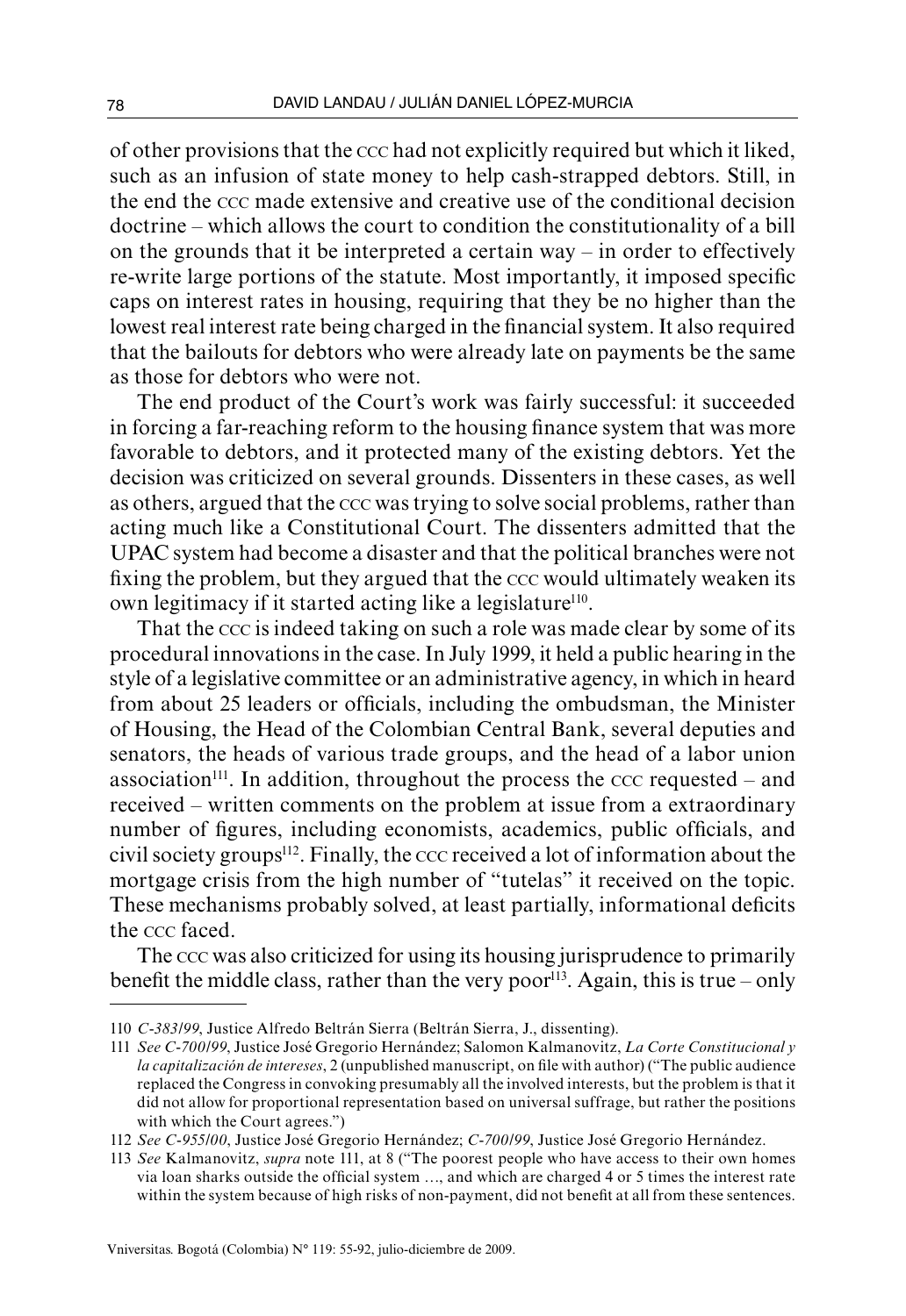of other provisions that the CCC had not explicitly required but which it liked, such as an infusion of state money to help cash-strapped debtors. Still, in the end the CCC made extensive and creative use of the conditional decision doctrine – which allows the court to condition the constitutionality of a bill on the grounds that it be interpreted a certain way – in order to effectively re-write large portions of the statute. Most importantly, it imposed specific caps on interest rates in housing, requiring that they be no higher than the lowest real interest rate being charged in the financial system. It also required that the bailouts for debtors who were already late on payments be the same as those for debtors who were not.

The end product of the Court's work was fairly successful: it succeeded in forcing a far-reaching reform to the housing finance system that was more favorable to debtors, and it protected many of the existing debtors. Yet the decision was criticized on several grounds. Dissenters in these cases, as well as others, argued that the CCC was trying to solve social problems, rather than acting much like a Constitutional Court. The dissenters admitted that the UPAC system had become a disaster and that the political branches were not fixing the problem, but they argued that the CCC would ultimately weaken its own legitimacy if it started acting like a legislature[110].

That the CCC is indeed taking on such a role was made clear by some of its procedural innovations in the case. In July 1999, it held a public hearing in the style of a legislative committee or an administrative agency, in which in heard from about 25 leaders or officials, including the ombudsman, the Minister of Housing, the Head of the Colombian Central Bank, several deputies and senators, the heads of various trade groups, and the head of a labor union association[111]. In addition, throughout the process the CCC requested – and received – written comments on the problem at issue from a extraordinary number of figures, including economists, academics, public officials, and civil society groups[112]. Finally, the CCC received a lot of information about the mortgage crisis from the high number of "tutelas" it received on the topic. These mechanisms probably solved, at least partially, informational deficits the CCC faced.

The CCC was also criticized for using its housing jurisprudence to primarily benefit the middle class, rather than the very poor[113]. Again, this is true – only

---

110 *C-383/99*, Justice Alfredo Beltrán Sierra (Beltrán Sierra, J., dissenting).

111 *See C-700/99*, Justice José Gregorio Hernández; Salomon Kalmanovitz, *La Corte Constitucional y la capitalización de intereses*, 2 (unpublished manuscript, on file with author) ("The public audience replaced the Congress in convoking presumably all the involved interests, but the problem is that it did not allow for proportional representation based on universal suffrage, but rather the positions with which the Court agrees.")

112 *See C-955/00*, Justice José Gregorio Hernández; *C-700/99*, Justice José Gregorio Hernández.

113 *See* Kalmanovitz, *supra* note 111, at 8 ("The poorest people who have access to their own homes via loan sharks outside the official system …, and which are charged 4 or 5 times the interest rate within the system because of high risks of non-payment, did not benefit at all from these sentences.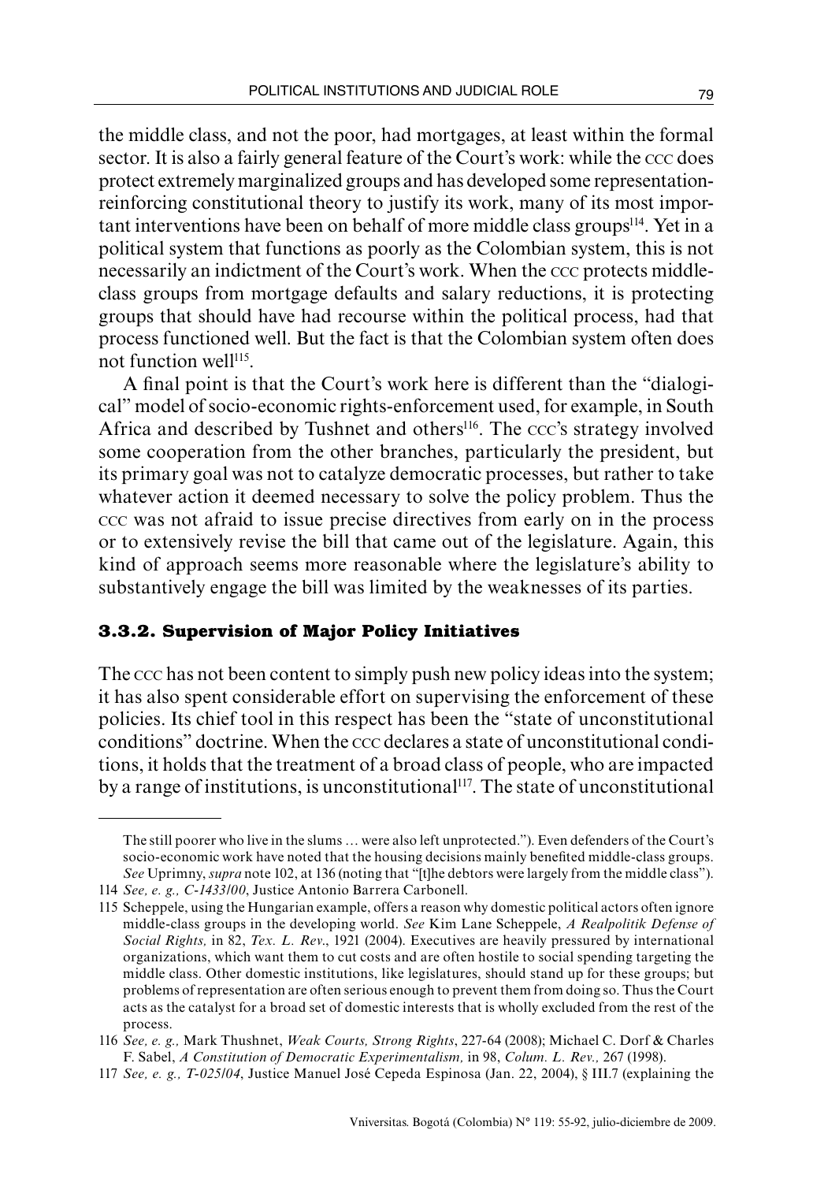the middle class, and not the poor, had mortgages, at least within the formal sector. It is also a fairly general feature of the Court's work: while the CCC does protect extremely marginalized groups and has developed some representation-reinforcing constitutional theory to justify its work, many of its most important interventions have been on behalf of more middle class groups[114]. Yet in a political system that functions as poorly as the Colombian system, this is not necessarily an indictment of the Court's work. When the CCC protects middle-class groups from mortgage defaults and salary reductions, it is protecting groups that should have had recourse within the political process, had that process functioned well. But the fact is that the Colombian system often does not function well[115].

A final point is that the Court's work here is different than the "dialogical" model of socio-economic rights-enforcement used, for example, in South Africa and described by Tushnet and others[116]. The CCC's strategy involved some cooperation from the other branches, particularly the president, but its primary goal was not to catalyze democratic processes, but rather to take whatever action it deemed necessary to solve the policy problem. Thus the CCC was not afraid to issue precise directives from early on in the process or to extensively revise the bill that came out of the legislature. Again, this kind of approach seems more reasonable where the legislature's ability to substantively engage the bill was limited by the weaknesses of its parties.

### 3.3.2. Supervision of Major Policy Initiatives

The CCC has not been content to simply push new policy ideas into the system; it has also spent considerable effort on supervising the enforcement of these policies. Its chief tool in this respect has been the "state of unconstitutional conditions" doctrine. When the CCC declares a state of unconstitutional conditions, it holds that the treatment of a broad class of people, who are impacted by a range of institutions, is unconstitutional[117]. The state of unconstitutional

---

The still poorer who live in the slums … were also left unprotected."). Even defenders of the Court's socio-economic work have noted that the housing decisions mainly benefited middle-class groups. *See* Uprimny, *supra* note 102, at 136 (noting that "[t]he debtors were largely from the middle class").

114 *See, e. g., C-1433/00*, Justice Antonio Barrera Carbonell.

115 Scheppele, using the Hungarian example, offers a reason why domestic political actors often ignore middle-class groups in the developing world. *See* Kim Lane Scheppele, *A Realpolitik Defense of Social Rights,* in 82, *Tex. L. Rev*., 1921 (2004). Executives are heavily pressured by international organizations, which want them to cut costs and are often hostile to social spending targeting the middle class. Other domestic institutions, like legislatures, should stand up for these groups; but problems of representation are often serious enough to prevent them from doing so. Thus the Court acts as the catalyst for a broad set of domestic interests that is wholly excluded from the rest of the process.

116 *See, e. g.,* Mark Thushnet, *Weak Courts, Strong Rights*, 227-64 (2008); Michael C. Dorf & Charles F. Sabel, *A Constitution of Democratic Experimentalism,* in 98, *Colum. L. Rev.,* 267 (1998).

117 *See, e. g., T-025/04*, Justice Manuel José Cepeda Espinosa (Jan. 22, 2004), § III.7 (explaining the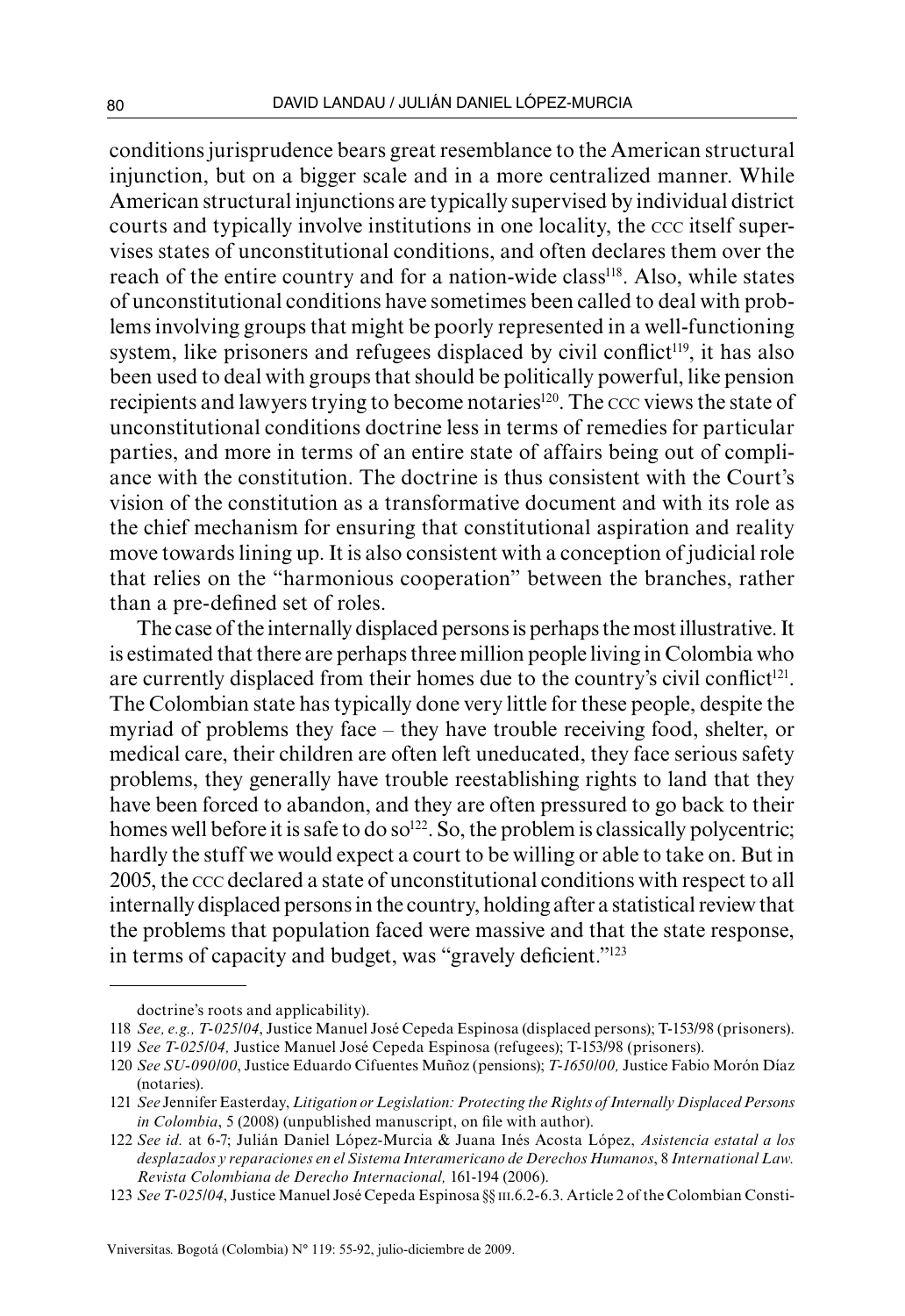conditions jurisprudence bears great resemblance to the American structural injunction, but on a bigger scale and in a more centralized manner. While American structural injunctions are typically supervised by individual district courts and typically involve institutions in one locality, the CCC itself supervises states of unconstitutional conditions, and often declares them over the reach of the entire country and for a nation-wide class[118]. Also, while states of unconstitutional conditions have sometimes been called to deal with problems involving groups that might be poorly represented in a well-functioning system, like prisoners and refugees displaced by civil conflict[119], it has also been used to deal with groups that should be politically powerful, like pension recipients and lawyers trying to become notaries[120]. The CCC views the state of unconstitutional conditions doctrine less in terms of remedies for particular parties, and more in terms of an entire state of affairs being out of compliance with the constitution. The doctrine is thus consistent with the Court's vision of the constitution as a transformative document and with its role as the chief mechanism for ensuring that constitutional aspiration and reality move towards lining up. It is also consistent with a conception of judicial role that relies on the "harmonious cooperation" between the branches, rather than a pre-defined set of roles.

The case of the internally displaced persons is perhaps the most illustrative. It is estimated that there are perhaps three million people living in Colombia who are currently displaced from their homes due to the country's civil conflict[121]. The Colombian state has typically done very little for these people, despite the myriad of problems they face – they have trouble receiving food, shelter, or medical care, their children are often left uneducated, they face serious safety problems, they generally have trouble reestablishing rights to land that they have been forced to abandon, and they are often pressured to go back to their homes well before it is safe to do so[122]. So, the problem is classically polycentric; hardly the stuff we would expect a court to be willing or able to take on. But in 2005, the CCC declared a state of unconstitutional conditions with respect to all internally displaced persons in the country, holding after a statistical review that the problems that population faced were massive and that the state response, in terms of capacity and budget, was "gravely deficient."[123]

---

doctrine's roots and applicability).

118 *See, e.g., T-025/04*, Justice Manuel José Cepeda Espinosa (displaced persons); T-153/98 (prisoners).

119 *See T-025/04,* Justice Manuel José Cepeda Espinosa (refugees); T-153/98 (prisoners).

120 *See SU-090/00*, Justice Eduardo Cifuentes Muñoz (pensions); *T-1650/00,* Justice Fabio Morón Díaz (notaries).

121 *See* Jennifer Easterday, *Litigation or Legislation: Protecting the Rights of Internally Displaced Persons in Colombia*, 5 (2008) (unpublished manuscript, on file with author).

122 *See id.* at 6-7; Julián Daniel López-Murcia & Juana Inés Acosta López, *Asistencia estatal a los desplazados y reparaciones en el Sistema Interamericano de Derechos Humanos*, 8 *International Law. Revista Colombiana de Derecho Internacional,* 161-194 (2006).

123 *See T-025/04*, Justice Manuel José Cepeda Espinosa §§ III.6.2-6.3. Article 2 of the Colombian Consti-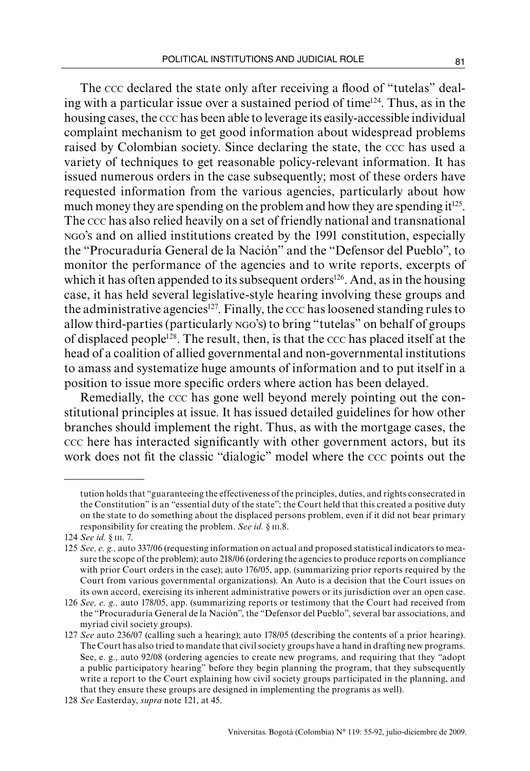The CCC declared the state only after receiving a flood of "tutelas" dealing with a particular issue over a sustained period of time[124]. Thus, as in the housing cases, the CCC has been able to leverage its easily-accessible individual complaint mechanism to get good information about widespread problems raised by Colombian society. Since declaring the state, the CCC has used a variety of techniques to get reasonable policy-relevant information. It has issued numerous orders in the case subsequently; most of these orders have requested information from the various agencies, particularly about how much money they are spending on the problem and how they are spending it[125]. The CCC has also relied heavily on a set of friendly national and transnational NGO's and on allied institutions created by the 1991 constitution, especially the "Procuraduría General de la Nación" and the "Defensor del Pueblo", to monitor the performance of the agencies and to write reports, excerpts of which it has often appended to its subsequent orders[126]. And, as in the housing case, it has held several legislative-style hearing involving these groups and the administrative agencies[127]. Finally, the CCC has loosened standing rules to allow third-parties (particularly NGO's) to bring "tutelas" on behalf of groups of displaced people[128]. The result, then, is that the CCC has placed itself at the head of a coalition of allied governmental and non-governmental institutions to amass and systematize huge amounts of information and to put itself in a position to issue more specific orders where action has been delayed.

Remedially, the CCC has gone well beyond merely pointing out the constitutional principles at issue. It has issued detailed guidelines for how other branches should implement the right. Thus, as with the mortgage cases, the CCC here has interacted significantly with other government actors, but its work does not fit the classic "dialogic" model where the CCC points out the

---

tution holds that "guaranteeing the effectiveness of the principles, duties, and rights consecrated in the Constitution" is an "essential duty of the state"; the Court held that this created a positive duty on the state to do something about the displaced persons problem, even if it did not bear primary responsibility for creating the problem. *See id.* § III.8.

124 *See id.* § III. 7.

125 *See, e. g.,* auto 337/06 (requesting information on actual and proposed statistical indicators to measure the scope of the problem); auto 218/06 (ordering the agencies to produce reports on compliance with prior Court orders in the case); auto 176/05, app. (summarizing prior reports required by the Court from various governmental organizations). An Auto is a decision that the Court issues on its own accord, exercising its inherent administrative powers or its jurisdiction over an open case.

126 *See, e. g.,* auto 178/05, app. (summarizing reports or testimony that the Court had received from the "Procuraduría General de la Nación", the "Defensor del Pueblo", several bar associations, and myriad civil society groups).

127 *See* auto 236/07 (calling such a hearing); auto 178/05 (describing the contents of a prior hearing). The Court has also tried to mandate that civil society groups have a hand in drafting new programs. See, e. g., auto 92/08 (ordering agencies to create new programs, and requiring that they "adopt a public participatory hearing" before they begin planning the program, that they subsequently write a report to the Court explaining how civil society groups participated in the planning, and that they ensure these groups are designed in implementing the programs as well).

128 *See* Easterday, *supra* note 121, at 45.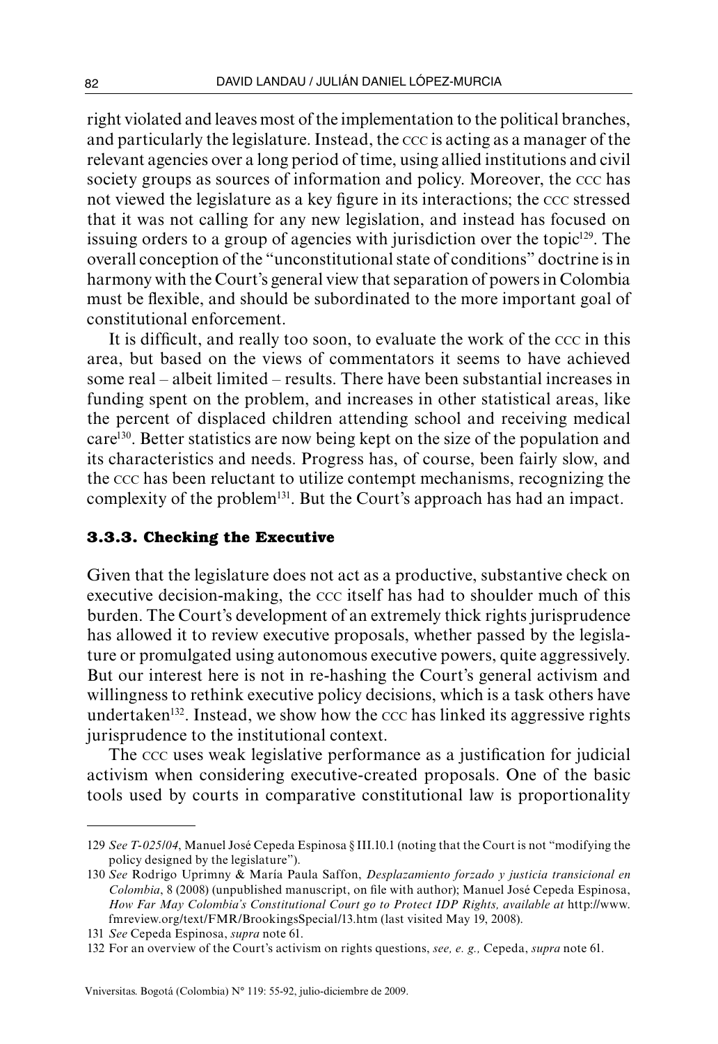right violated and leaves most of the implementation to the political branches, and particularly the legislature. Instead, the CCC is acting as a manager of the relevant agencies over a long period of time, using allied institutions and civil society groups as sources of information and policy. Moreover, the CCC has not viewed the legislature as a key figure in its interactions; the CCC stressed that it was not calling for any new legislation, and instead has focused on issuing orders to a group of agencies with jurisdiction over the topic[129]. The overall conception of the "unconstitutional state of conditions" doctrine is in harmony with the Court's general view that separation of powers in Colombia must be flexible, and should be subordinated to the more important goal of constitutional enforcement.

It is difficult, and really too soon, to evaluate the work of the CCC in this area, but based on the views of commentators it seems to have achieved some real – albeit limited – results. There have been substantial increases in funding spent on the problem, and increases in other statistical areas, like the percent of displaced children attending school and receiving medical care[130]. Better statistics are now being kept on the size of the population and its characteristics and needs. Progress has, of course, been fairly slow, and the CCC has been reluctant to utilize contempt mechanisms, recognizing the complexity of the problem[131]. But the Court's approach has had an impact.

### 3.3.3. Checking the Executive

Given that the legislature does not act as a productive, substantive check on executive decision-making, the CCC itself has had to shoulder much of this burden. The Court's development of an extremely thick rights jurisprudence has allowed it to review executive proposals, whether passed by the legislature or promulgated using autonomous executive powers, quite aggressively. But our interest here is not in re-hashing the Court's general activism and willingness to rethink executive policy decisions, which is a task others have undertaken[132]. Instead, we show how the CCC has linked its aggressive rights jurisprudence to the institutional context.

The CCC uses weak legislative performance as a justification for judicial activism when considering executive-created proposals. One of the basic tools used by courts in comparative constitutional law is proportionality

---

129 *See T-025/04*, Manuel José Cepeda Espinosa § III.10.1 (noting that the Court is not "modifying the policy designed by the legislature").

130 *See* Rodrigo Uprimny & María Paula Saffon, *Desplazamiento forzado y justicia transicional en Colombia*, 8 (2008) (unpublished manuscript, on file with author); Manuel José Cepeda Espinosa, *How Far May Colombia's Constitutional Court go to Protect IDP Rights, available at* http://www.fmreview.org/text/FMR/BrookingsSpecial/13.htm (last visited May 19, 2008).

131 *See* Cepeda Espinosa, *supra* note 61.

132 For an overview of the Court's activism on rights questions, *see, e. g.,* Cepeda, *supra* note 61.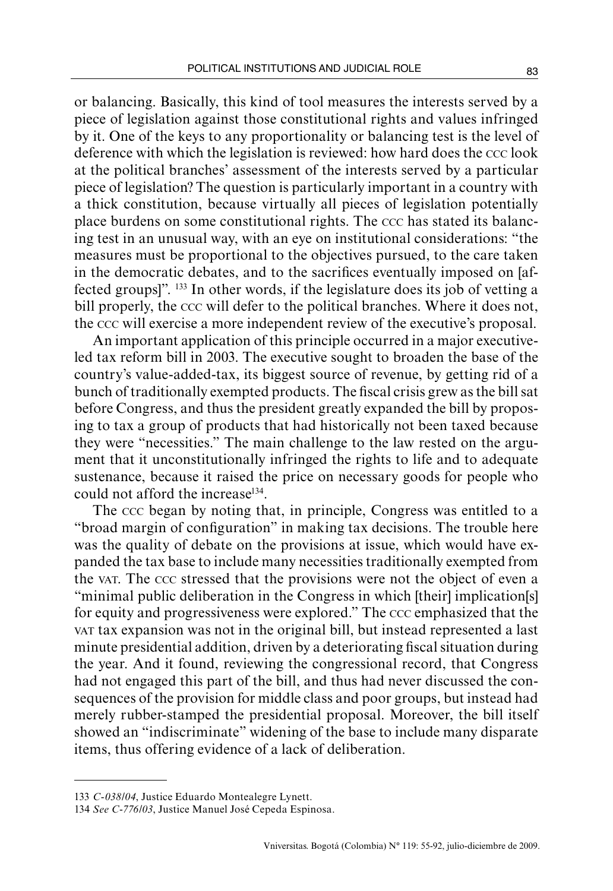or balancing. Basically, this kind of tool measures the interests served by a piece of legislation against those constitutional rights and values infringed by it. One of the keys to any proportionality or balancing test is the level of deference with which the legislation is reviewed: how hard does the CCC look at the political branches' assessment of the interests served by a particular piece of legislation? The question is particularly important in a country with a thick constitution, because virtually all pieces of legislation potentially place burdens on some constitutional rights. The CCC has stated its balancing test in an unusual way, with an eye on institutional considerations: "the measures must be proportional to the objectives pursued, to the care taken in the democratic debates, and to the sacrifices eventually imposed on [affected groups]". [133] In other words, if the legislature does its job of vetting a bill properly, the CCC will defer to the political branches. Where it does not, the CCC will exercise a more independent review of the executive's proposal.

An important application of this principle occurred in a major executive-led tax reform bill in 2003. The executive sought to broaden the base of the country's value-added-tax, its biggest source of revenue, by getting rid of a bunch of traditionally exempted products. The fiscal crisis grew as the bill sat before Congress, and thus the president greatly expanded the bill by proposing to tax a group of products that had historically not been taxed because they were "necessities." The main challenge to the law rested on the argument that it unconstitutionally infringed the rights to life and to adequate sustenance, because it raised the price on necessary goods for people who could not afford the increase[134].

The CCC began by noting that, in principle, Congress was entitled to a "broad margin of configuration" in making tax decisions. The trouble here was the quality of debate on the provisions at issue, which would have expanded the tax base to include many necessities traditionally exempted from the VAT. The CCC stressed that the provisions were not the object of even a "minimal public deliberation in the Congress in which [their] implication[s] for equity and progressiveness were explored." The CCC emphasized that the VAT tax expansion was not in the original bill, but instead represented a last minute presidential addition, driven by a deteriorating fiscal situation during the year. And it found, reviewing the congressional record, that Congress had not engaged this part of the bill, and thus had never discussed the consequences of the provision for middle class and poor groups, but instead had merely rubber-stamped the presidential proposal. Moreover, the bill itself showed an "indiscriminate" widening of the base to include many disparate items, thus offering evidence of a lack of deliberation.

---

133 *C-038/04*, Justice Eduardo Montealegre Lynett.

134 *See C-776/03*, Justice Manuel José Cepeda Espinosa.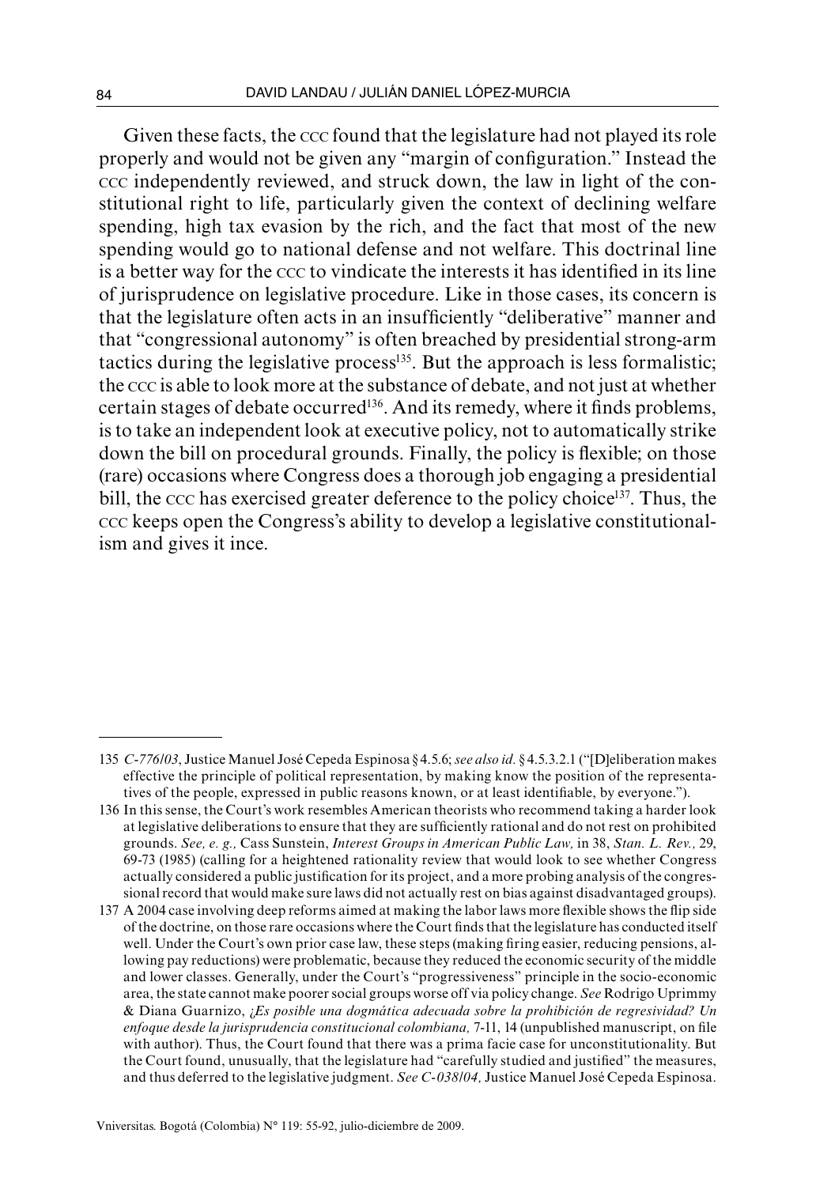Given these facts, the CCC found that the legislature had not played its role properly and would not be given any "margin of configuration." Instead the CCC independently reviewed, and struck down, the law in light of the constitutional right to life, particularly given the context of declining welfare spending, high tax evasion by the rich, and the fact that most of the new spending would go to national defense and not welfare. This doctrinal line is a better way for the CCC to vindicate the interests it has identified in its line of jurisprudence on legislative procedure. Like in those cases, its concern is that the legislature often acts in an insufficiently "deliberative" manner and that "congressional autonomy" is often breached by presidential strong-arm tactics during the legislative process[135]. But the approach is less formalistic; the CCC is able to look more at the substance of debate, and not just at whether certain stages of debate occurred[136]. And its remedy, where it finds problems, is to take an independent look at executive policy, not to automatically strike down the bill on procedural grounds. Finally, the policy is flexible; on those (rare) occasions where Congress does a thorough job engaging a presidential bill, the CCC has exercised greater deference to the policy choice[137]. Thus, the CCC keeps open the Congress's ability to develop a legislative constitutionalism and gives it ince.

---

135 *C-776/03*, Justice Manuel José Cepeda Espinosa § 4.5.6; *see also id.* § 4.5.3.2.1 ("[D]eliberation makes effective the principle of political representation, by making know the position of the representatives of the people, expressed in public reasons known, or at least identifiable, by everyone.").

136 In this sense, the Court's work resembles American theorists who recommend taking a harder look at legislative deliberations to ensure that they are sufficiently rational and do not rest on prohibited grounds. *See, e. g.,* Cass Sunstein, *Interest Groups in American Public Law,* in 38, *Stan. L. Rev.,* 29, 69-73 (1985) (calling for a heightened rationality review that would look to see whether Congress actually considered a public justification for its project, and a more probing analysis of the congressional record that would make sure laws did not actually rest on bias against disadvantaged groups).

137 A 2004 case involving deep reforms aimed at making the labor laws more flexible shows the flip side of the doctrine, on those rare occasions where the Court finds that the legislature has conducted itself well. Under the Court's own prior case law, these steps (making firing easier, reducing pensions, allowing pay reductions) were problematic, because they reduced the economic security of the middle and lower classes. Generally, under the Court's "progressiveness" principle in the socio-economic area, the state cannot make poorer social groups worse off via policy change. *See* Rodrigo Uprimmy & Diana Guarnizo, *¿Es posible una dogmática adecuada sobre la prohibición de regresividad? Un enfoque desde la jurisprudencia constitucional colombiana,* 7-11, 14 (unpublished manuscript, on file with author). Thus, the Court found that there was a prima facie case for unconstitutionality. But the Court found, unusually, that the legislature had "carefully studied and justified" the measures, and thus deferred to the legislative judgment. *See C-038/04,* Justice Manuel José Cepeda Espinosa.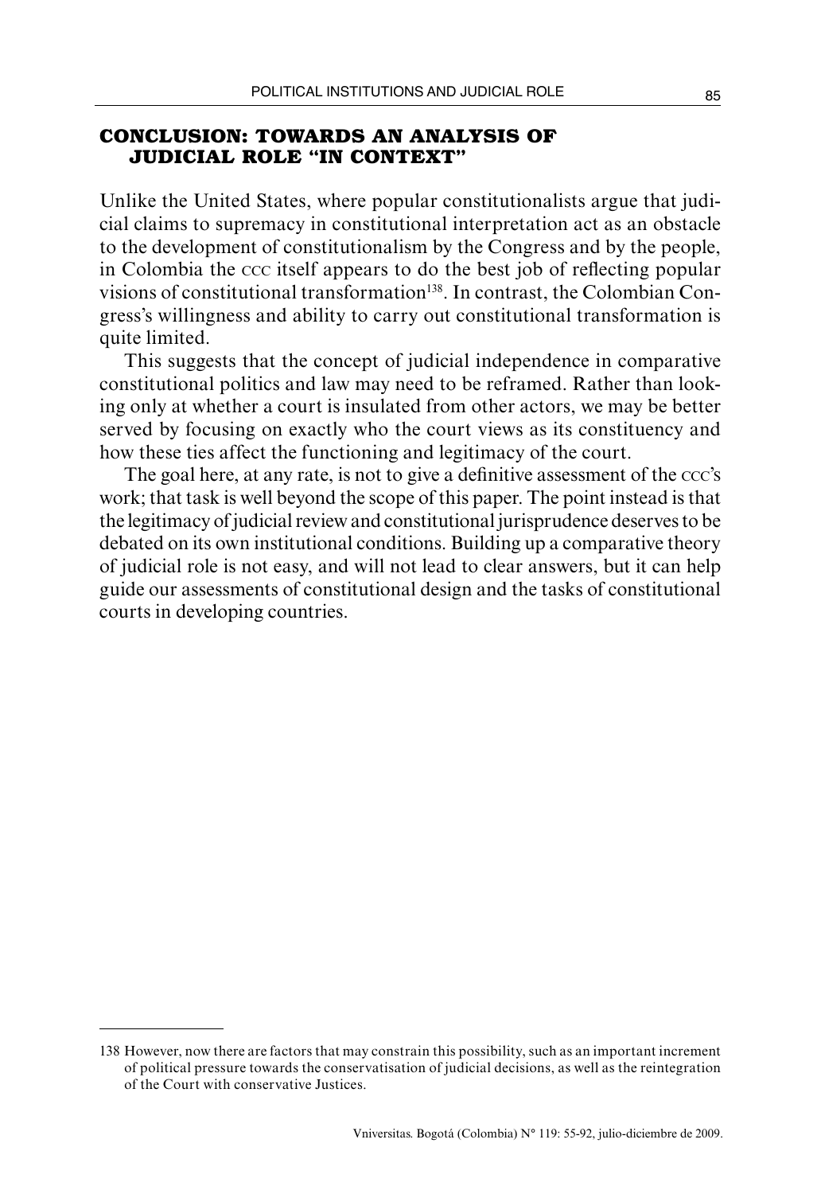## CONCLUSION: TOWARDS AN ANALYSIS OF JUDICIAL ROLE "IN CONTEXT"

Unlike the United States, where popular constitutionalists argue that judicial claims to supremacy in constitutional interpretation act as an obstacle to the development of constitutionalism by the Congress and by the people, in Colombia the CCC itself appears to do the best job of reflecting popular visions of constitutional transformation[138]. In contrast, the Colombian Congress's willingness and ability to carry out constitutional transformation is quite limited.

This suggests that the concept of judicial independence in comparative constitutional politics and law may need to be reframed. Rather than looking only at whether a court is insulated from other actors, we may be better served by focusing on exactly who the court views as its constituency and how these ties affect the functioning and legitimacy of the court.

The goal here, at any rate, is not to give a definitive assessment of the CCC's work; that task is well beyond the scope of this paper. The point instead is that the legitimacy of judicial review and constitutional jurisprudence deserves to be debated on its own institutional conditions. Building up a comparative theory of judicial role is not easy, and will not lead to clear answers, but it can help guide our assessments of constitutional design and the tasks of constitutional courts in developing countries.

---

138 However, now there are factors that may constrain this possibility, such as an important increment of political pressure towards the conservatisation of judicial decisions, as well as the reintegration of the Court with conservative Justices.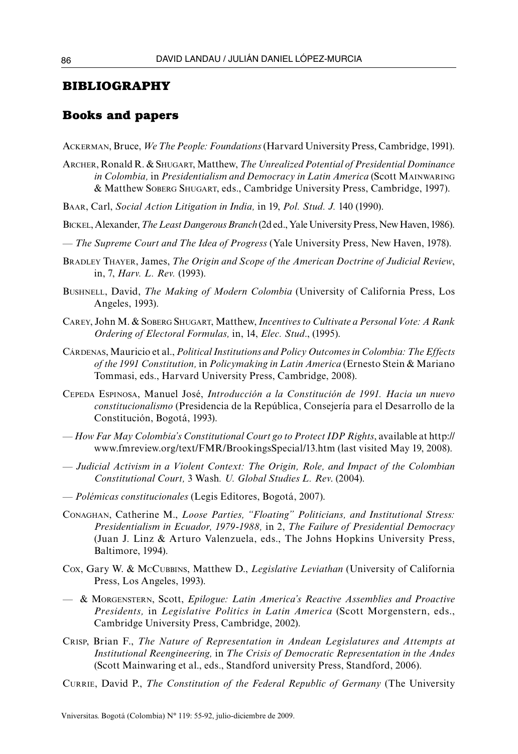## BIBLIOGRAPHY

### Books and papers

Ackerman, Bruce, *We The People: Foundations* (Harvard University Press, Cambridge, 1991).

Archer, Ronald R. & Shugart, Matthew, *The Unrealized Potential of Presidential Dominance in Colombia,* in *Presidentialism and Democracy in Latin America* (Scott Mainwaring & Matthew Soberg Shugart, eds., Cambridge University Press, Cambridge, 1997).

Baar, Carl, *Social Action Litigation in India,* in 19, *Pol. Stud. J.* 140 (1990).

Bickel, Alexander, *The Least Dangerous Branch* (2d ed., Yale University Press, New Haven, 1986).

— *The Supreme Court and The Idea of Progress* (Yale University Press, New Haven, 1978).

Bradley Thayer, James, *The Origin and Scope of the American Doctrine of Judicial Review*, in, 7, *Harv. L. Rev.* (1993).

Bushnell, David, *The Making of Modern Colombia* (University of California Press, Los Angeles, 1993).

Carey, John M. & Soberg Shugart, Matthew, *Incentives to Cultivate a Personal Vote: A Rank Ordering of Electoral Formulas,* in, 14, *Elec. Stud*., (1995).

Cárdenas, Mauricio et al., *Political Institutions and Policy Outcomes in Colombia: The Effects of the 1991 Constitution,* in *Policymaking in Latin America* (Ernesto Stein & Mariano Tommasi, eds., Harvard University Press, Cambridge, 2008).

Cepeda Espinosa, Manuel José, *Introducción a la Constitución de 1991. Hacia un nuevo constitucionalismo* (Presidencia de la República, Consejería para el Desarrollo de la Constitución, Bogotá, 1993).

— *How Far May Colombia's Constitutional Court go to Protect IDP Rights*, available at http://www.fmreview.org/text/FMR/BrookingsSpecial/13.htm (last visited May 19, 2008).

— *Judicial Activism in a Violent Context: The Origin, Role, and Impact of the Colombian Constitutional Court,* 3 Wash*. U. Global Studies L. Rev*. (2004).

— *Polémicas constitucionales* (Legis Editores, Bogotá, 2007).

Conaghan, Catherine M., *Loose Parties, "Floating" Politicians, and Institutional Stress: Presidentialism in Ecuador, 1979-1988,* in 2, *The Failure of Presidential Democracy* (Juan J. Linz & Arturo Valenzuela, eds., The Johns Hopkins University Press, Baltimore, 1994).

Cox, Gary W. & McCubbins, Matthew D., *Legislative Leviathan* (University of California Press, Los Angeles, 1993).

— & Morgenstern, Scott, *Epilogue: Latin America's Reactive Assemblies and Proactive Presidents,* in *Legislative Politics in Latin America* (Scott Morgenstern, eds., Cambridge University Press, Cambridge, 2002).

Crisp, Brian F., *The Nature of Representation in Andean Legislatures and Attempts at Institutional Reengineering,* in *The Crisis of Democratic Representation in the Andes* (Scott Mainwaring et al., eds., Standford university Press, Standford, 2006).

Currie, David P., *The Constitution of the Federal Republic of Germany* (The University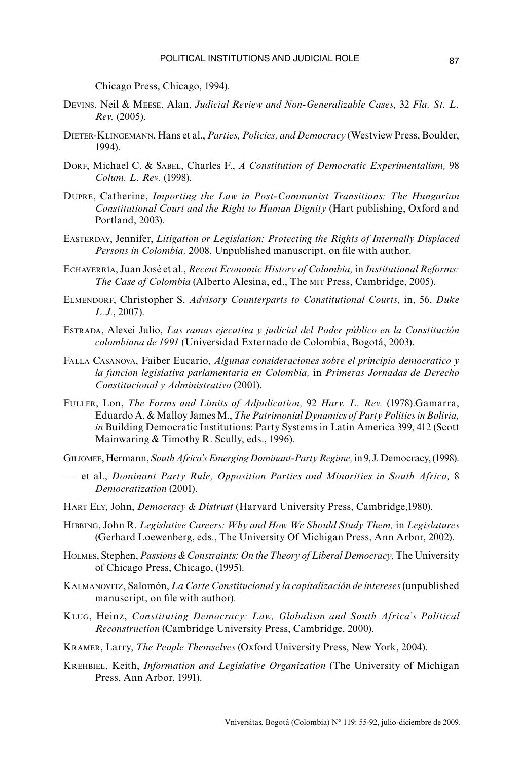Chicago Press, Chicago, 1994).

Devins, Neil & Meese, Alan, *Judicial Review and Non-Generalizable Cases,* 32 *Fla. St. L. Rev.* (2005).

Dieter-Klingemann, Hans et al., *Parties, Policies, and Democracy* (Westview Press, Boulder, 1994).

Dorf, Michael C. & Sabel, Charles F., *A Constitution of Democratic Experimentalism,* 98 *Colum. L. Rev.* (1998).

Dupre, Catherine, *Importing the Law in Post-Communist Transitions: The Hungarian Constitutional Court and the Right to Human Dignity* (Hart publishing, Oxford and Portland, 2003).

Easterday, Jennifer, *Litigation or Legislation: Protecting the Rights of Internally Displaced Persons in Colombia,* 2008. Unpublished manuscript, on file with author.

Echaverría, Juan José et al., *Recent Economic History of Colombia,* in *Institutional Reforms: The Case of Colombia* (Alberto Alesina, ed., The mit Press, Cambridge, 2005).

Elmendorf, Christopher S. *Advisory Counterparts to Constitutional Courts,* in, 56, *Duke L.J.*, 2007).

Estrada, Alexei Julio, *Las ramas ejecutiva y judicial del Poder público en la Constitución colombiana de 1991* (Universidad Externado de Colombia, Bogotá, 2003).

Falla Casanova, Faiber Eucario, *Algunas consideraciones sobre el principio democratico y la funcion legislativa parlamentaria en Colombia,* in *Primeras Jornadas de Derecho Constitucional y Administrativo* (2001).

Fuller, Lon, *The Forms and Limits of Adjudication,* 92 *Harv. L. Rev.* (1978).Gamarra, Eduardo A. & Malloy James M., *The Patrimonial Dynamics of Party Politics in Bolivia, in* Building Democratic Institutions: Party Systems in Latin America 399, 412 (Scott Mainwaring & Timothy R. Scully, eds., 1996).

Giliomee, Hermann, *South Africa's Emerging Dominant-Party Regime,* in 9, J. Democracy, (1998).

— et al., *Dominant Party Rule, Opposition Parties and Minorities in South Africa,* 8 *Democratization* (2001).

Hart Ely, John, *Democracy & Distrust* (Harvard University Press, Cambridge,1980).

Hibbing, John R. *Legislative Careers: Why and How We Should Study Them,* in *Legislatures* (Gerhard Loewenberg, eds., The University Of Michigan Press, Ann Arbor, 2002).

Holmes, Stephen, *Passions & Constraints: On the Theory of Liberal Democracy,* The University of Chicago Press, Chicago, (1995).

Kalmanovitz, Salomón, *La Corte Constitucional y la capitalización de intereses* (unpublished manuscript, on file with author).

Klug, Heinz, *Constituting Democracy: Law, Globalism and South Africa's Political Reconstruction* (Cambridge University Press, Cambridge, 2000).

Kramer, Larry, *The People Themselves* (Oxford University Press, New York, 2004).

Krehbiel, Keith, *Information and Legislative Organization* (The University of Michigan Press, Ann Arbor, 1991).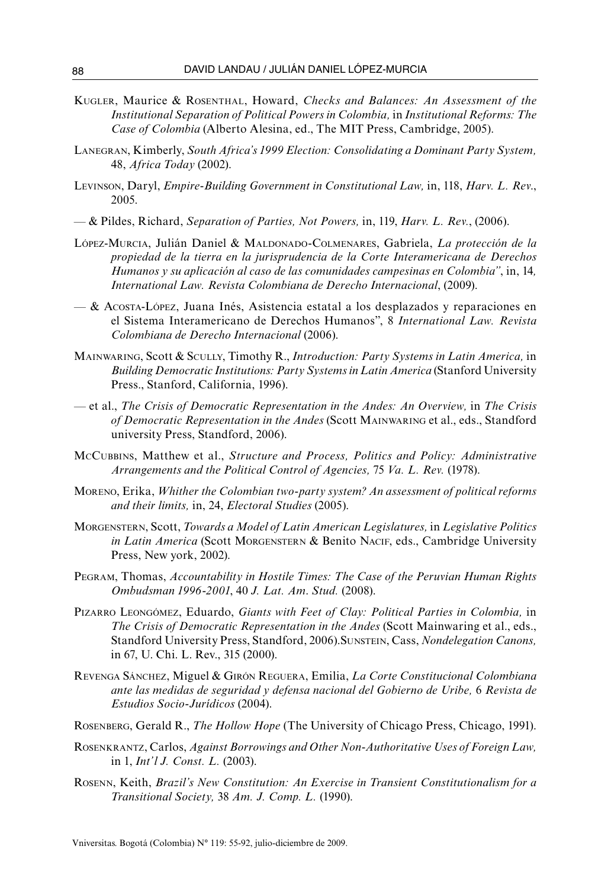Kugler, Maurice & Rosenthal, Howard, *Checks and Balances: An Assessment of the Institutional Separation of Political Powers in Colombia,* in *Institutional Reforms: The Case of Colombia* (Alberto Alesina, ed., The MIT Press, Cambridge, 2005).

Lanegran, Kimberly, *South Africa's 1999 Election: Consolidating a Dominant Party System,* 48, *Africa Today* (2002).

Levinson, Daryl, *Empire-Building Government in Constitutional Law,* in, 118, *Harv. L. Rev*., 2005.

— & Pildes, Richard, *Separation of Parties, Not Powers,* in, 119, *Harv. L. Rev.*, (2006).

López-Murcia, Julián Daniel & Maldonado-Colmenares, Gabriela, *La protección de la propiedad de la tierra en la jurisprudencia de la Corte Interamericana de Derechos Humanos y su aplicación al caso de las comunidades campesinas en Colombia"*, in, 14*, International Law. Revista Colombiana de Derecho Internacional*, (2009).

— & Acosta-López, Juana Inés, Asistencia estatal a los desplazados y reparaciones en el Sistema Interamericano de Derechos Humanos", 8 *International Law. Revista Colombiana de Derecho Internacional* (2006).

Mainwaring, Scott & Scully, Timothy R., *Introduction: Party Systems in Latin America,* in *Building Democratic Institutions: Party Systems in Latin America* (Stanford University Press., Stanford, California, 1996).

— et al., *The Crisis of Democratic Representation in the Andes: An Overview,* in *The Crisis of Democratic Representation in the Andes* (Scott Mainwaring et al., eds., Standford university Press, Standford, 2006).

McCubbins, Matthew et al., *Structure and Process, Politics and Policy: Administrative Arrangements and the Political Control of Agencies,* 75 *Va. L. Rev.* (1978).

Moreno, Erika, *Whither the Colombian two-party system? An assessment of political reforms and their limits,* in, 24, *Electoral Studies* (2005).

Morgenstern, Scott, *Towards a Model of Latin American Legislatures,* in *Legislative Politics in Latin America* (Scott Morgenstern & Benito Nacif, eds., Cambridge University Press, New york, 2002).

Pegram, Thomas, *Accountability in Hostile Times: The Case of the Peruvian Human Rights Ombudsman 1996-2001*, 40 *J. Lat. Am. Stud.* (2008).

Pizarro Leongómez, Eduardo, *Giants with Feet of Clay: Political Parties in Colombia,* in *The Crisis of Democratic Representation in the Andes* (Scott Mainwaring et al., eds., Standford University Press, Standford, 2006).Sunstein, Cass, *Nondelegation Canons,* in 67, U. Chi. L. Rev., 315 (2000).

Revenga Sánchez, Miguel & Girón Reguera, Emilia, *La Corte Constitucional Colombiana ante las medidas de seguridad y defensa nacional del Gobierno de Uribe,* 6 *Revista de Estudios Socio-Jurídicos* (2004).

Rosenberg, Gerald R., *The Hollow Hope* (The University of Chicago Press, Chicago, 1991).

Rosenkrantz, Carlos, *Against Borrowings and Other Non-Authoritative Uses of Foreign Law,* in 1, *Int'l J. Const. L.* (2003).

Rosenn, Keith, *Brazil's New Constitution: An Exercise in Transient Constitutionalism for a Transitional Society,* 38 *Am. J. Comp. L.* (1990).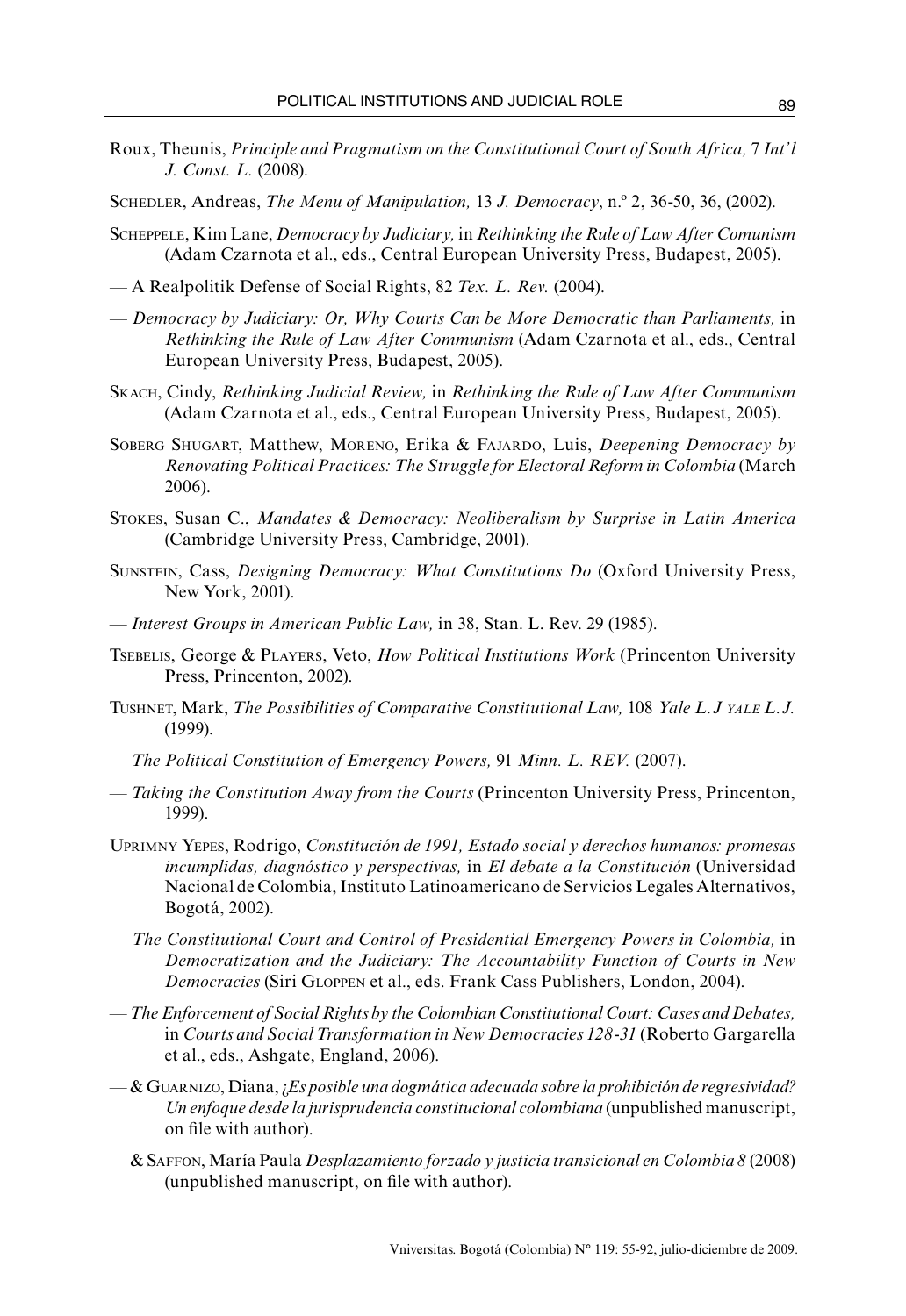Roux, Theunis, *Principle and Pragmatism on the Constitutional Court of South Africa,* 7 *Int'l J. Const. L.* (2008).

Schedler, Andreas, *The Menu of Manipulation,* 13 *J. Democracy*, n.º 2, 36-50, 36, (2002).

Scheppele, Kim Lane, *Democracy by Judiciary,* in *Rethinking the Rule of Law After Comunism* (Adam Czarnota et al., eds., Central European University Press, Budapest, 2005).

— A Realpolitik Defense of Social Rights, 82 *Tex. L. Rev.* (2004).

— *Democracy by Judiciary: Or, Why Courts Can be More Democratic than Parliaments,* in *Rethinking the Rule of Law After Communism* (Adam Czarnota et al., eds., Central European University Press, Budapest, 2005).

Skach, Cindy, *Rethinking Judicial Review,* in *Rethinking the Rule of Law After Communism* (Adam Czarnota et al., eds., Central European University Press, Budapest, 2005).

Soberg Shugart, Matthew, Moreno, Erika & Fajardo, Luis, *Deepening Democracy by Renovating Political Practices: The Struggle for Electoral Reform in Colombia* (March 2006).

Stokes, Susan C., *Mandates & Democracy: Neoliberalism by Surprise in Latin America* (Cambridge University Press, Cambridge, 2001).

Sunstein, Cass, *Designing Democracy: What Constitutions Do* (Oxford University Press, New York, 2001).

— *Interest Groups in American Public Law,* in 38, Stan. L. Rev. 29 (1985).

Tsebelis, George & Players, Veto, *How Political Institutions Work* (Princenton University Press, Princenton, 2002).

Tushnet, Mark, *The Possibilities of Comparative Constitutional Law,* 108 *Yale L.J yale L.J.* (1999).

— *The Political Constitution of Emergency Powers,* 91 *Minn. L. REV.* (2007).

— *Taking the Constitution Away from the Courts* (Princenton University Press, Princenton, 1999).

Uprimny Yepes, Rodrigo, *Constitución de 1991, Estado social y derechos humanos: promesas incumplidas, diagnóstico y perspectivas,* in *El debate a la Constitución* (Universidad Nacional de Colombia, Instituto Latinoamericano de Servicios Legales Alternativos, Bogotá, 2002).

— *The Constitutional Court and Control of Presidential Emergency Powers in Colombia,* in *Democratization and the Judiciary: The Accountability Function of Courts in New Democracies* (Siri Gloppen et al., eds. Frank Cass Publishers, London, 2004).

— *The Enforcement of Social Rights by the Colombian Constitutional Court: Cases and Debates,* in *Courts and Social Transformation in New Democracies 128-31* (Roberto Gargarella et al., eds., Ashgate, England, 2006).

— & Guarnizo, Diana, *¿Es posible una dogmática adecuada sobre la prohibición de regresividad? Un enfoque desde la jurisprudencia constitucional colombiana* (unpublished manuscript, on file with author).

— & Saffon, María Paula *Desplazamiento forzado y justicia transicional en Colombia 8* (2008) (unpublished manuscript, on file with author).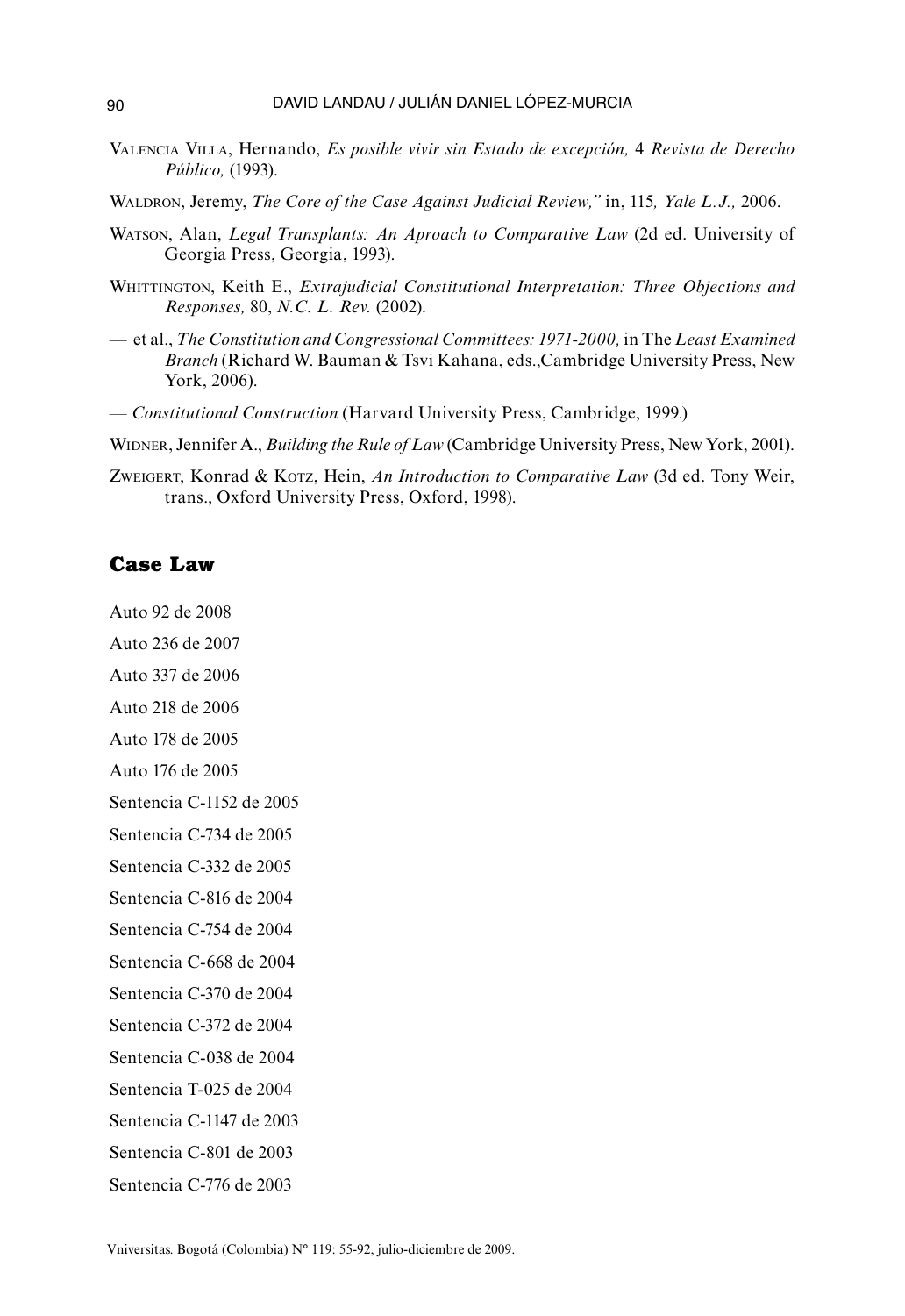Valencia Villa, Hernando, *Es posible vivir sin Estado de excepción,* 4 *Revista de Derecho Público,* (1993).

Waldron, Jeremy, *The Core of the Case Against Judicial Review,"* in, 115*, Yale L.J.,* 2006.

Watson, Alan, *Legal Transplants: An Aproach to Comparative Law* (2d ed. University of Georgia Press, Georgia, 1993).

Whittington, Keith E., *Extrajudicial Constitutional Interpretation: Three Objections and Responses,* 80, *N.C. L. Rev.* (2002).

— et al., *The Constitution and Congressional Committees: 1971-2000,* in The *Least Examined Branch* (Richard W. Bauman & Tsvi Kahana, eds.,Cambridge University Press, New York, 2006).

— *Constitutional Construction* (Harvard University Press, Cambridge, 1999.)

Widner, Jennifer A., *Building the Rule of Law* (Cambridge University Press, New York, 2001).

Zweigert, Konrad & Kotz, Hein, *An Introduction to Comparative Law* (3d ed. Tony Weir, trans., Oxford University Press, Oxford, 1998).

## Case Law

Auto 92 de 2008

Auto 236 de 2007

Auto 337 de 2006

Auto 218 de 2006

Auto 178 de 2005

Auto 176 de 2005

Sentencia C-1152 de 2005

Sentencia C-734 de 2005

Sentencia C-332 de 2005

Sentencia C-816 de 2004

Sentencia C-754 de 2004

Sentencia C-668 de 2004

Sentencia C-370 de 2004

Sentencia C-372 de 2004

Sentencia C-038 de 2004

Sentencia T-025 de 2004

Sentencia C-1147 de 2003

Sentencia C-801 de 2003

Sentencia C-776 de 2003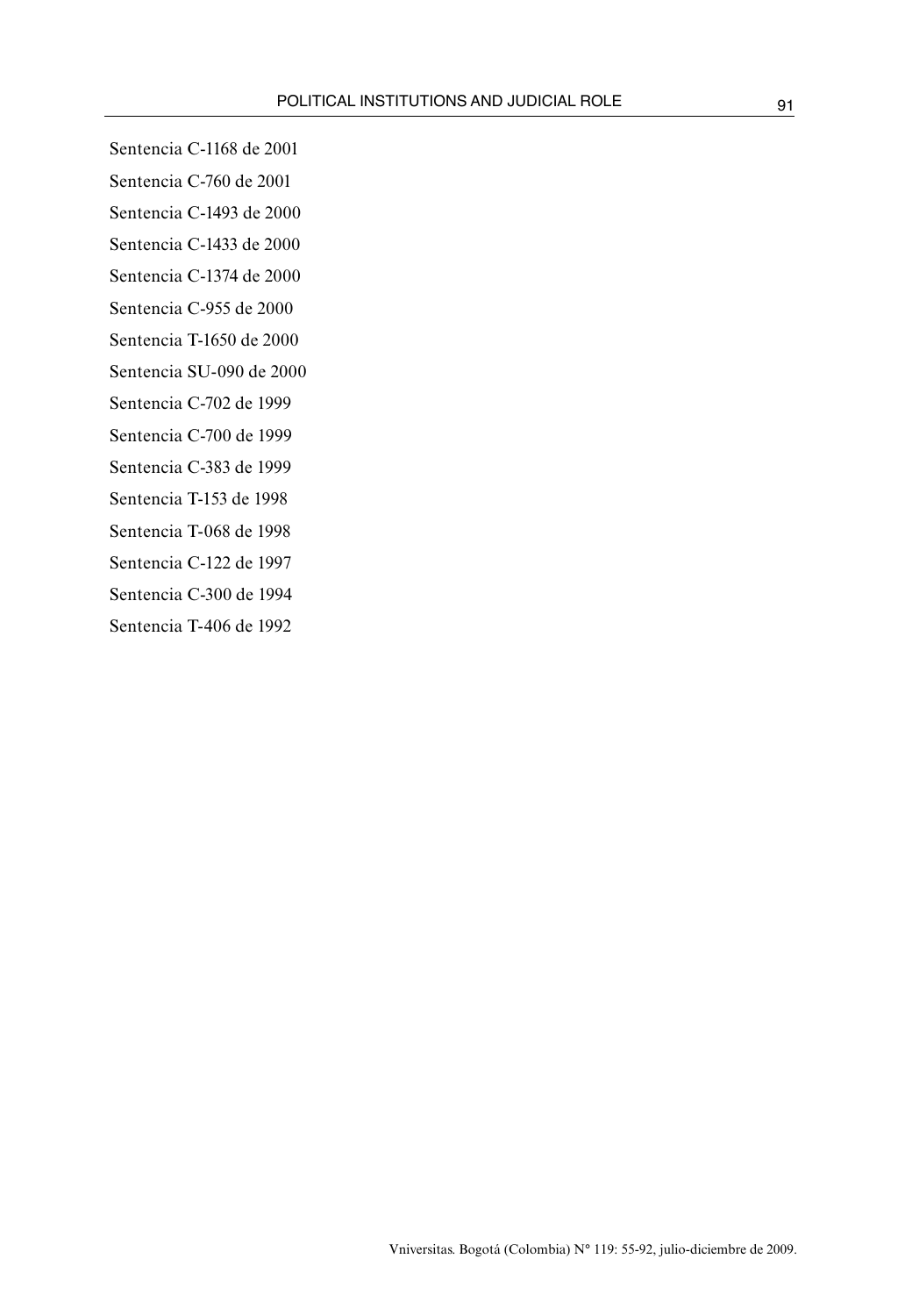Sentencia C-1168 de 2001

Sentencia C-760 de 2001

Sentencia C-1493 de 2000

Sentencia C-1433 de 2000

Sentencia C-1374 de 2000

Sentencia C-955 de 2000

Sentencia T-1650 de 2000

Sentencia SU-090 de 2000

Sentencia C-702 de 1999

Sentencia C-700 de 1999

Sentencia C-383 de 1999

Sentencia T-153 de 1998

Sentencia T-068 de 1998

Sentencia C-122 de 1997

Sentencia C-300 de 1994

Sentencia T-406 de 1992